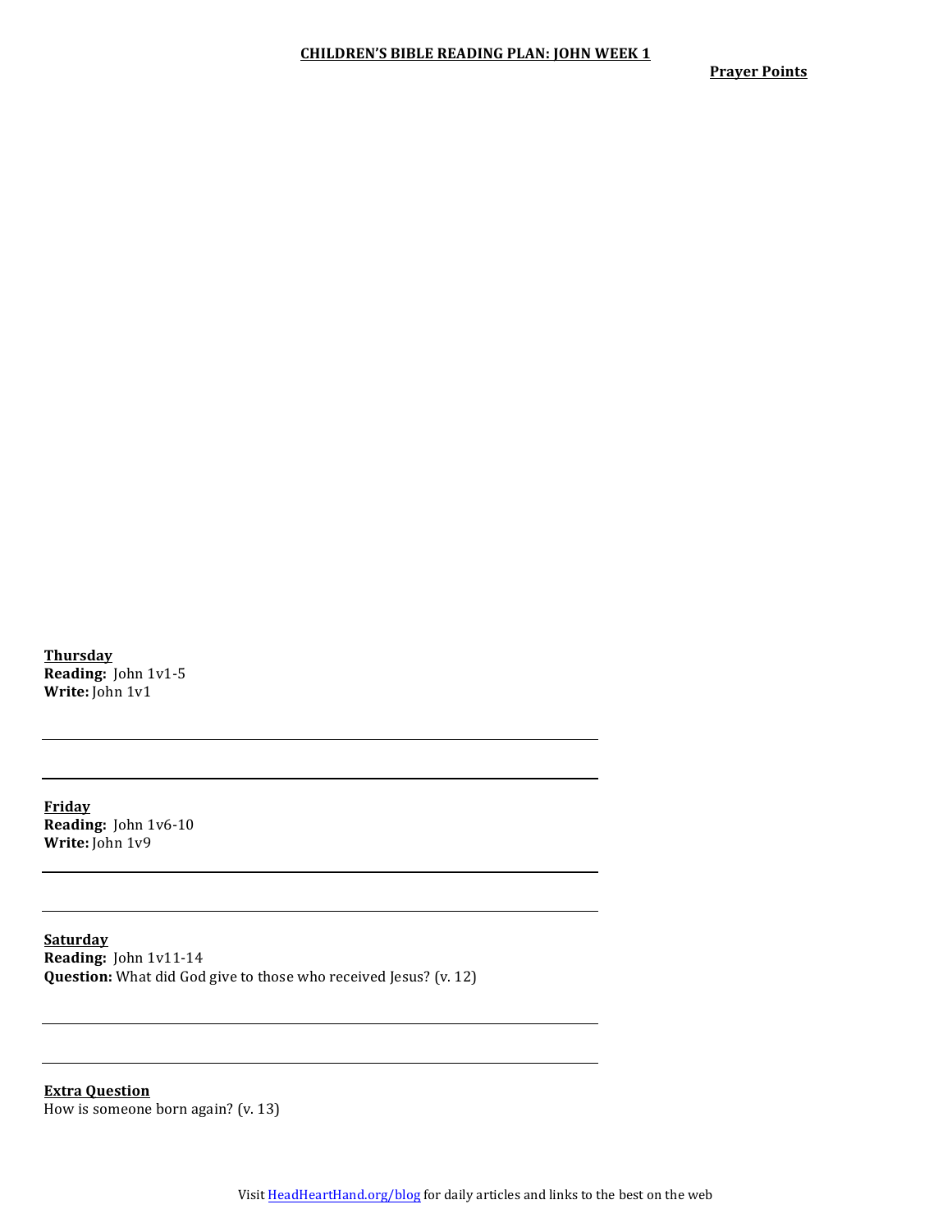## CHILDREN'S BIBLE READING PLAN: JOHN WEEK 1

**Prayer Points**

**Thursday**
**Reading:** John 1v1-5
**Write:** John 1v1

---

---

**Friday**
**Reading:** John 1v6-10
**Write:** John 1v9

---

---

**Saturday**
**Reading:** John 1v11-14
**Question:** What did God give to those who received Jesus? (v. 12)

---

---

**Extra Question**
How is someone born again? (v. 13)

Visit HeadHeartHand.org/blog for daily articles and links to the best on the web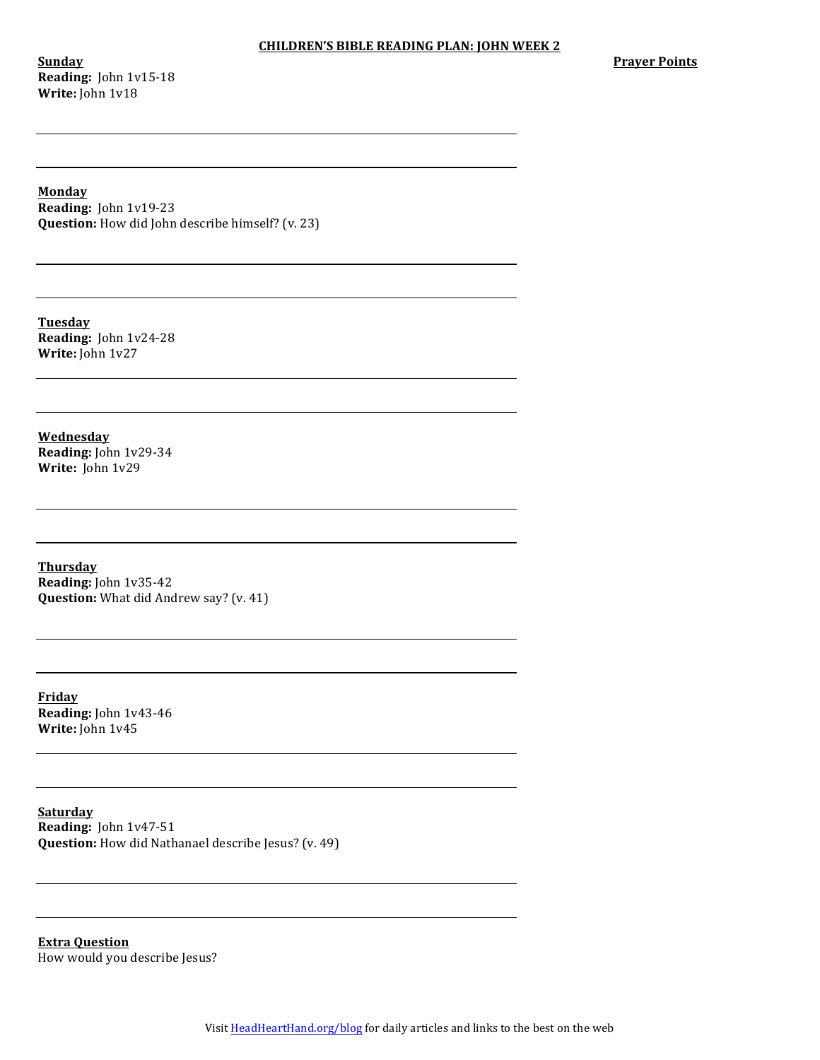# CHILDREN'S BIBLE READING PLAN: JOHN WEEK 2

**Prayer Points**

**Sunday**
**Reading:** John 1v15-18
**Write:** John 1v18

**Monday**
**Reading:** John 1v19-23
**Question:** How did John describe himself? (v. 23)

**Tuesday**
**Reading:** John 1v24-28
**Write:** John 1v27

**Wednesday**
**Reading:** John 1v29-34
**Write:** John 1v29

**Thursday**
**Reading:** John 1v35-42
**Question:** What did Andrew say? (v. 41)

**Friday**
**Reading:** John 1v43-46
**Write:** John 1v45

**Saturday**
**Reading:** John 1v47-51
**Question:** How did Nathanael describe Jesus? (v. 49)

**Extra Question**
How would you describe Jesus?

Visit HeadHeartHand.org/blog for daily articles and links to the best on the web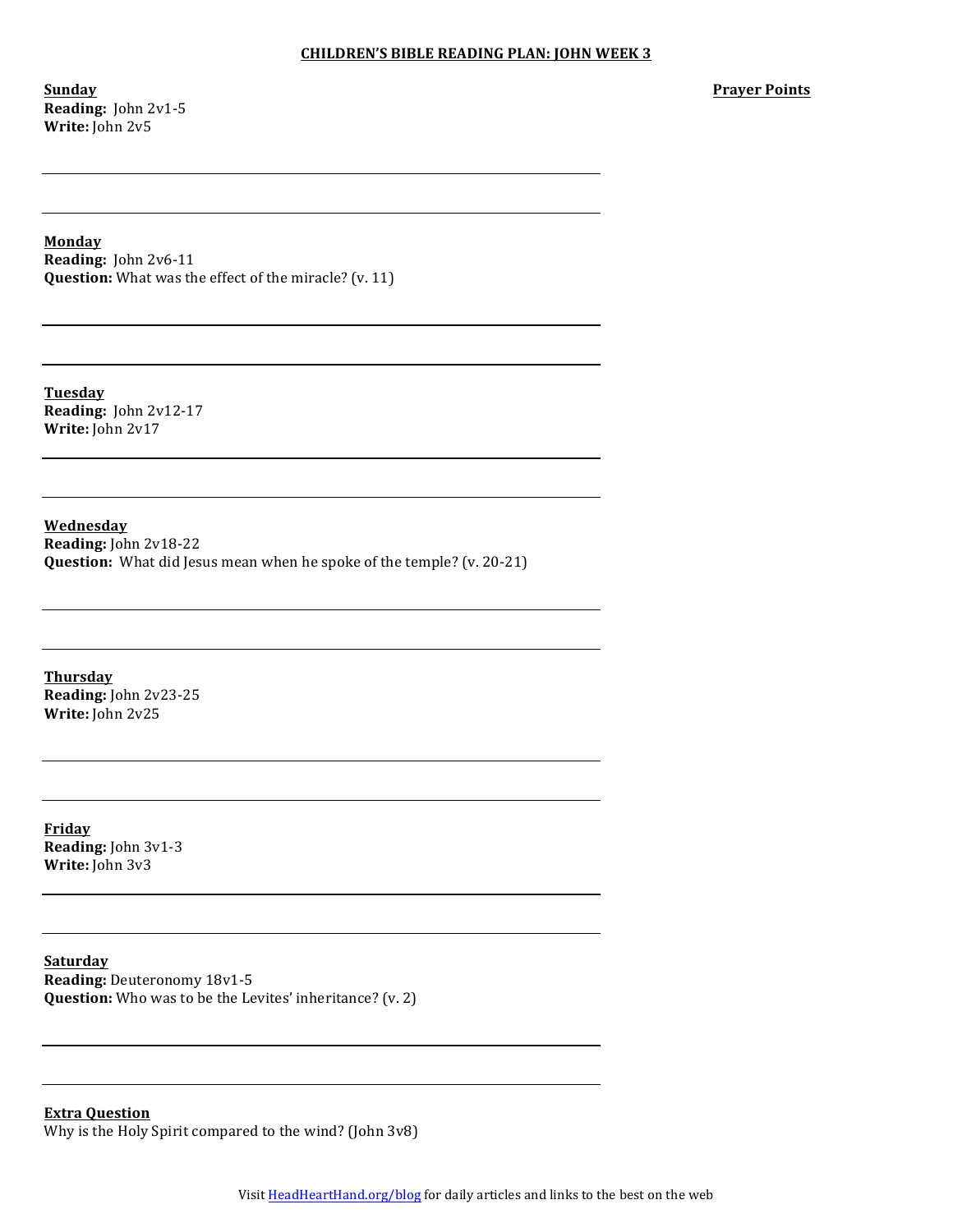## CHILDREN'S BIBLE READING PLAN: JOHN WEEK 3

**Prayer Points**

**Sunday**
**Reading:** John 2v1-5
**Write:** John 2v5

**Monday**
**Reading:** John 2v6-11
**Question:** What was the effect of the miracle? (v. 11)

**Tuesday**
**Reading:** John 2v12-17
**Write:** John 2v17

**Wednesday**
**Reading:** John 2v18-22
**Question:** What did Jesus mean when he spoke of the temple? (v. 20-21)

**Thursday**
**Reading:** John 2v23-25
**Write:** John 2v25

**Friday**
**Reading:** John 3v1-3
**Write:** John 3v3

**Saturday**
**Reading:** Deuteronomy 18v1-5
**Question:** Who was to be the Levites' inheritance? (v. 2)

**Extra Question**
Why is the Holy Spirit compared to the wind? (John 3v8)

Visit HeadHeartHand.org/blog for daily articles and links to the best on the web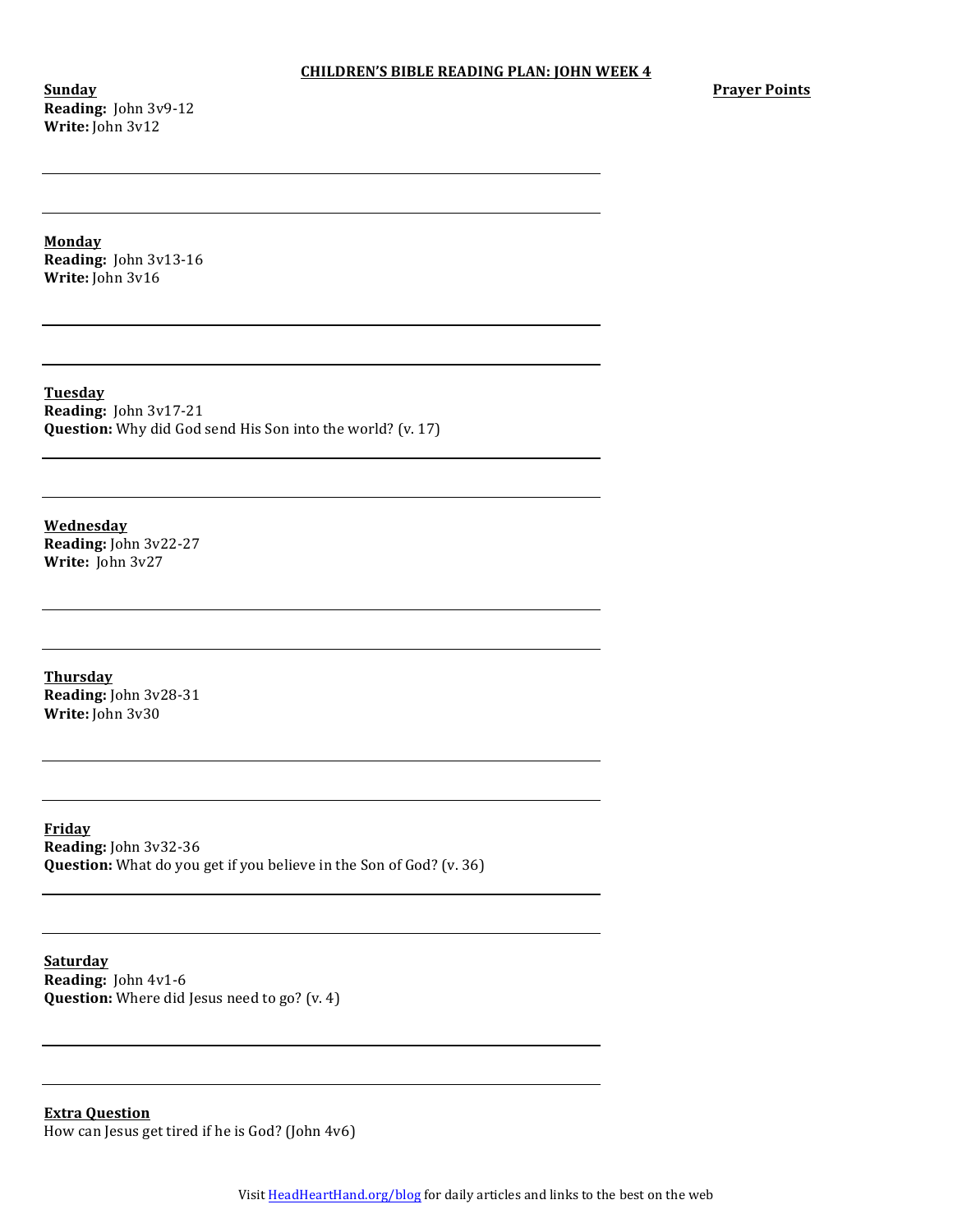# CHILDREN'S BIBLE READING PLAN: JOHN WEEK 4

**Prayer Points**

**Sunday**
**Reading:** John 3v9-12
**Write:** John 3v12

**Monday**
**Reading:** John 3v13-16
**Write:** John 3v16

**Tuesday**
**Reading:** John 3v17-21
**Question:** Why did God send His Son into the world? (v. 17)

**Wednesday**
**Reading:** John 3v22-27
**Write:** John 3v27

**Thursday**
**Reading:** John 3v28-31
**Write:** John 3v30

**Friday**
**Reading:** John 3v32-36
**Question:** What do you get if you believe in the Son of God? (v. 36)

**Saturday**
**Reading:** John 4v1-6
**Question:** Where did Jesus need to go? (v. 4)

**Extra Question**
How can Jesus get tired if he is God? (John 4v6)

Visit HeadHeartHand.org/blog for daily articles and links to the best on the web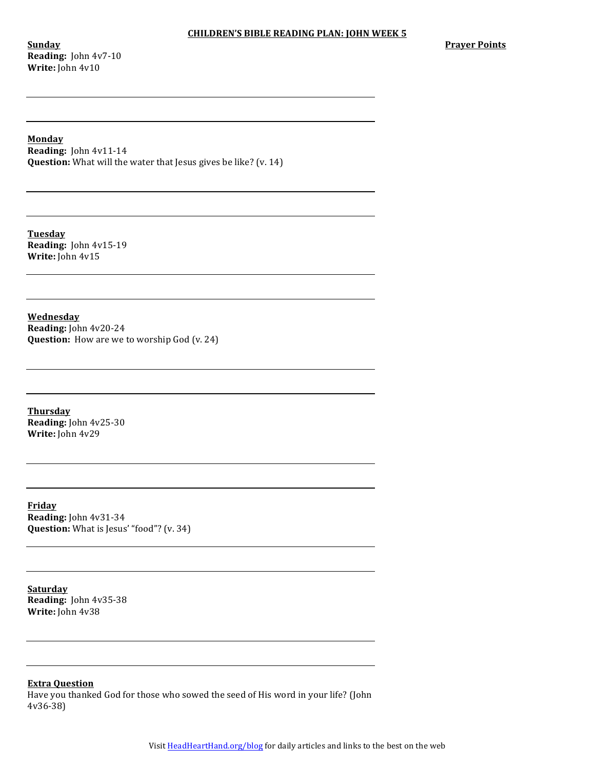# CHILDREN'S BIBLE READING PLAN: JOHN WEEK 5

**Prayer Points**

**Sunday**
**Reading:** John 4v7-10
**Write:** John 4v10

**Monday**
**Reading:** John 4v11-14
**Question:** What will the water that Jesus gives be like? (v. 14)

**Tuesday**
**Reading:** John 4v15-19
**Write:** John 4v15

**Wednesday**
**Reading:** John 4v20-24
**Question:** How are we to worship God (v. 24)

**Thursday**
**Reading:** John 4v25-30
**Write:** John 4v29

**Friday**
**Reading:** John 4v31-34
**Question:** What is Jesus' "food"? (v. 34)

**Saturday**
**Reading:** John 4v35-38
**Write:** John 4v38

**Extra Question**
Have you thanked God for those who sowed the seed of His word in your life? (John 4v36-38)

Visit HeadHeartHand.org/blog for daily articles and links to the best on the web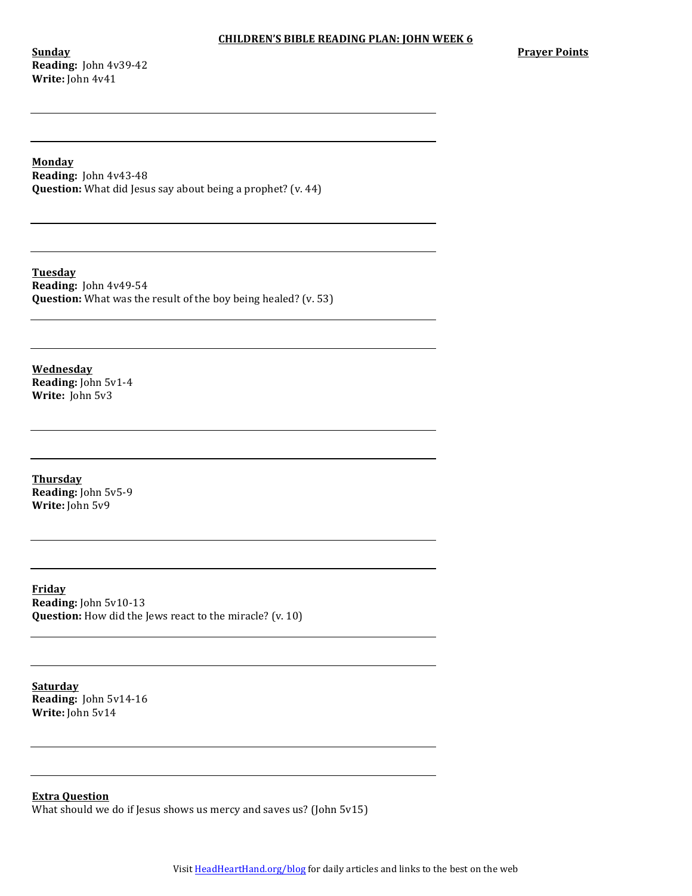# CHILDREN'S BIBLE READING PLAN: JOHN WEEK 6

**Prayer Points**

**Sunday**
**Reading:** John 4v39-42
**Write:** John 4v41

---

---

**Monday**
**Reading:** John 4v43-48
**Question:** What did Jesus say about being a prophet? (v. 44)

---

---

**Tuesday**
**Reading:** John 4v49-54
**Question:** What was the result of the boy being healed? (v. 53)

---

---

**Wednesday**
**Reading:** John 5v1-4
**Write:** John 5v3

---

---

**Thursday**
**Reading:** John 5v5-9
**Write:** John 5v9

---

---

**Friday**
**Reading:** John 5v10-13
**Question:** How did the Jews react to the miracle? (v. 10)

---

---

**Saturday**
**Reading:** John 5v14-16
**Write:** John 5v14

---

---

**Extra Question**
What should we do if Jesus shows us mercy and saves us? (John 5v15)

Visit HeadHeartHand.org/blog for daily articles and links to the best on the web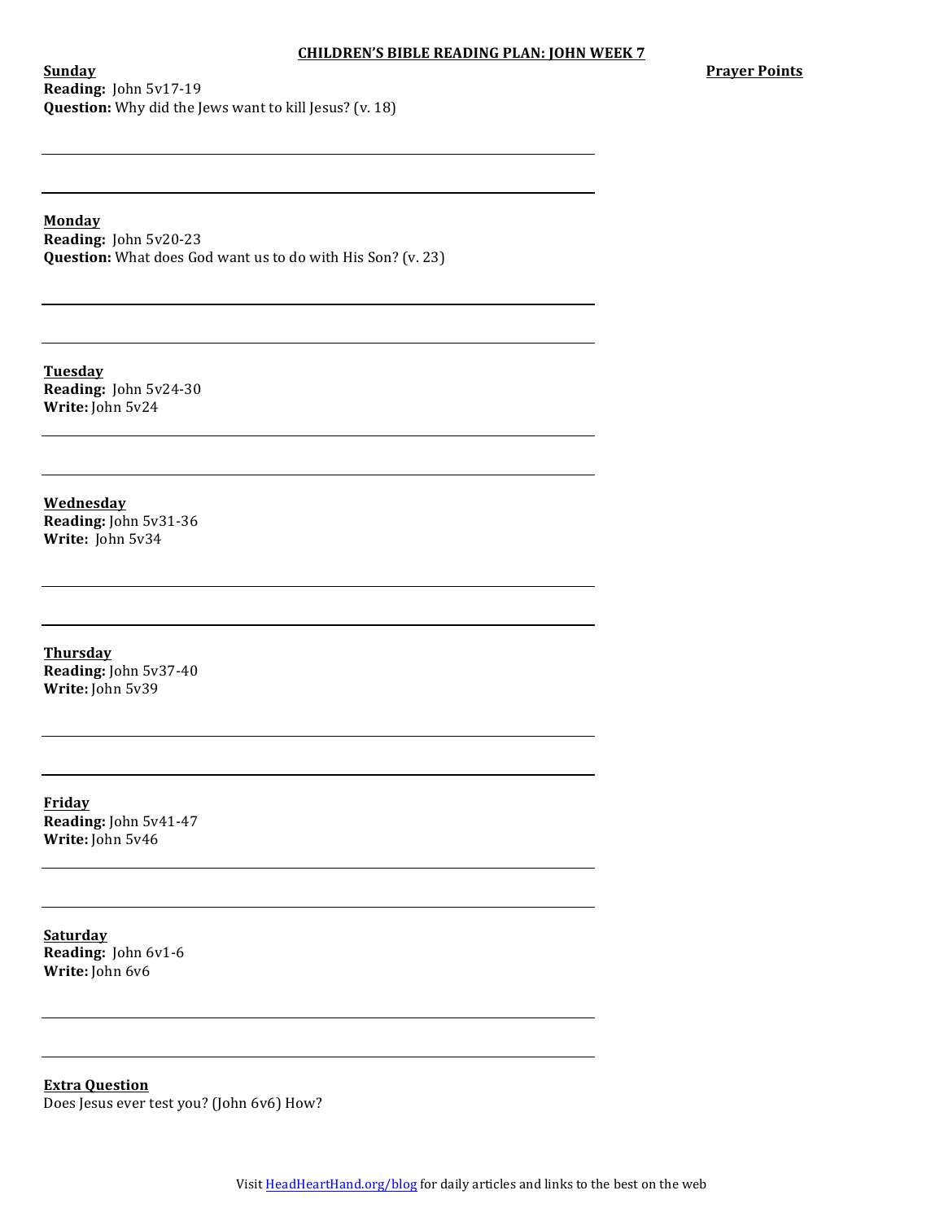# CHILDREN'S BIBLE READING PLAN: JOHN WEEK 7

**Prayer Points**

**Sunday**
**Reading:** John 5v17-19
**Question:** Why did the Jews want to kill Jesus? (v. 18)

**Monday**
**Reading:** John 5v20-23
**Question:** What does God want us to do with His Son? (v. 23)

**Tuesday**
**Reading:** John 5v24-30
**Write:** John 5v24

**Wednesday**
**Reading:** John 5v31-36
**Write:** John 5v34

**Thursday**
**Reading:** John 5v37-40
**Write:** John 5v39

**Friday**
**Reading:** John 5v41-47
**Write:** John 5v46

**Saturday**
**Reading:** John 6v1-6
**Write:** John 6v6

**Extra Question**
Does Jesus ever test you? (John 6v6) How?

Visit HeadHeartHand.org/blog for daily articles and links to the best on the web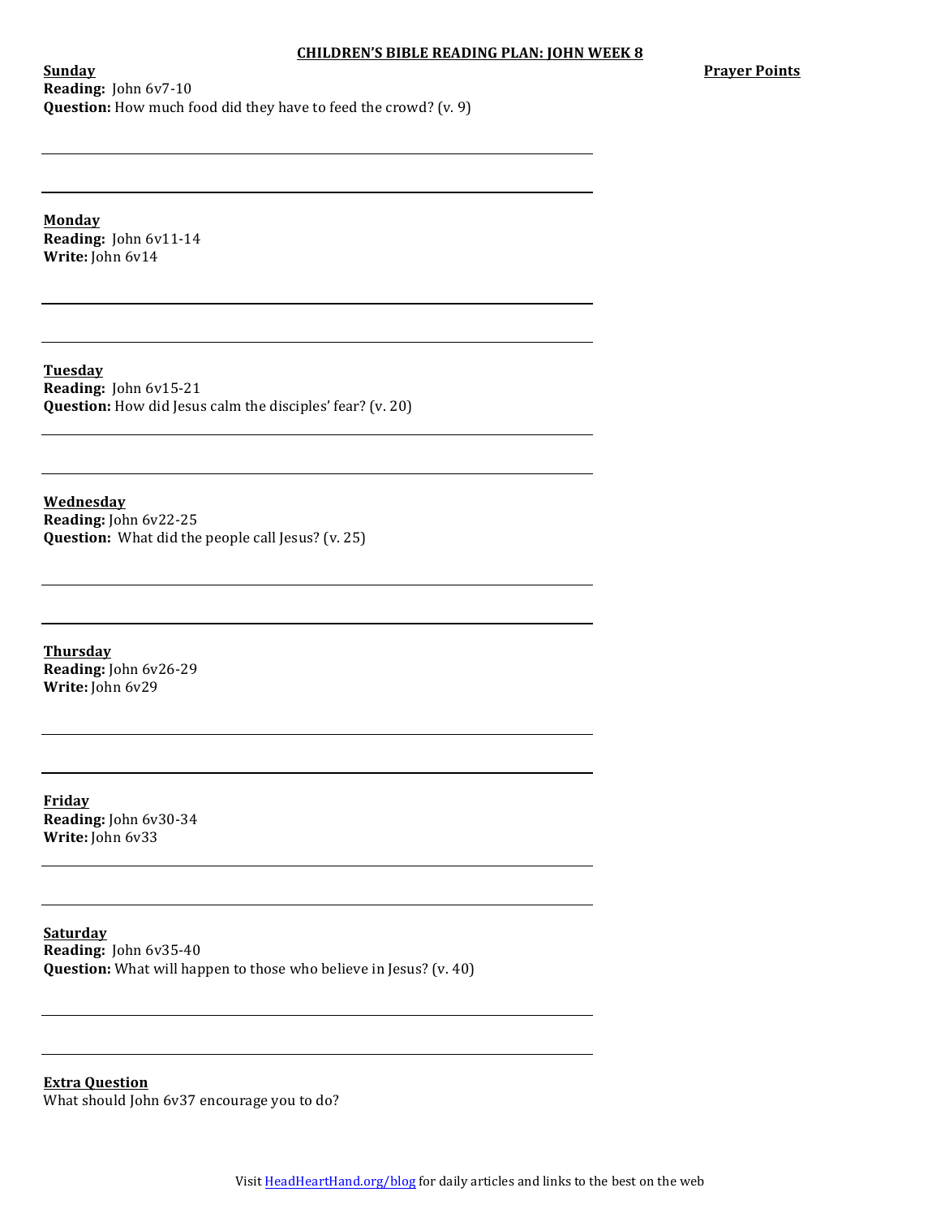# CHILDREN'S BIBLE READING PLAN: JOHN WEEK 8

**Prayer Points**

**Sunday**
**Reading:** John 6v7-10
**Question:** How much food did they have to feed the crowd? (v. 9)

**Monday**
**Reading:** John 6v11-14
**Write:** John 6v14

**Tuesday**
**Reading:** John 6v15-21
**Question:** How did Jesus calm the disciples' fear? (v. 20)

**Wednesday**
**Reading:** John 6v22-25
**Question:** What did the people call Jesus? (v. 25)

**Thursday**
**Reading:** John 6v26-29
**Write:** John 6v29

**Friday**
**Reading:** John 6v30-34
**Write:** John 6v33

**Saturday**
**Reading:** John 6v35-40
**Question:** What will happen to those who believe in Jesus? (v. 40)

**Extra Question**
What should John 6v37 encourage you to do?

Visit HeadHeartHand.org/blog for daily articles and links to the best on the web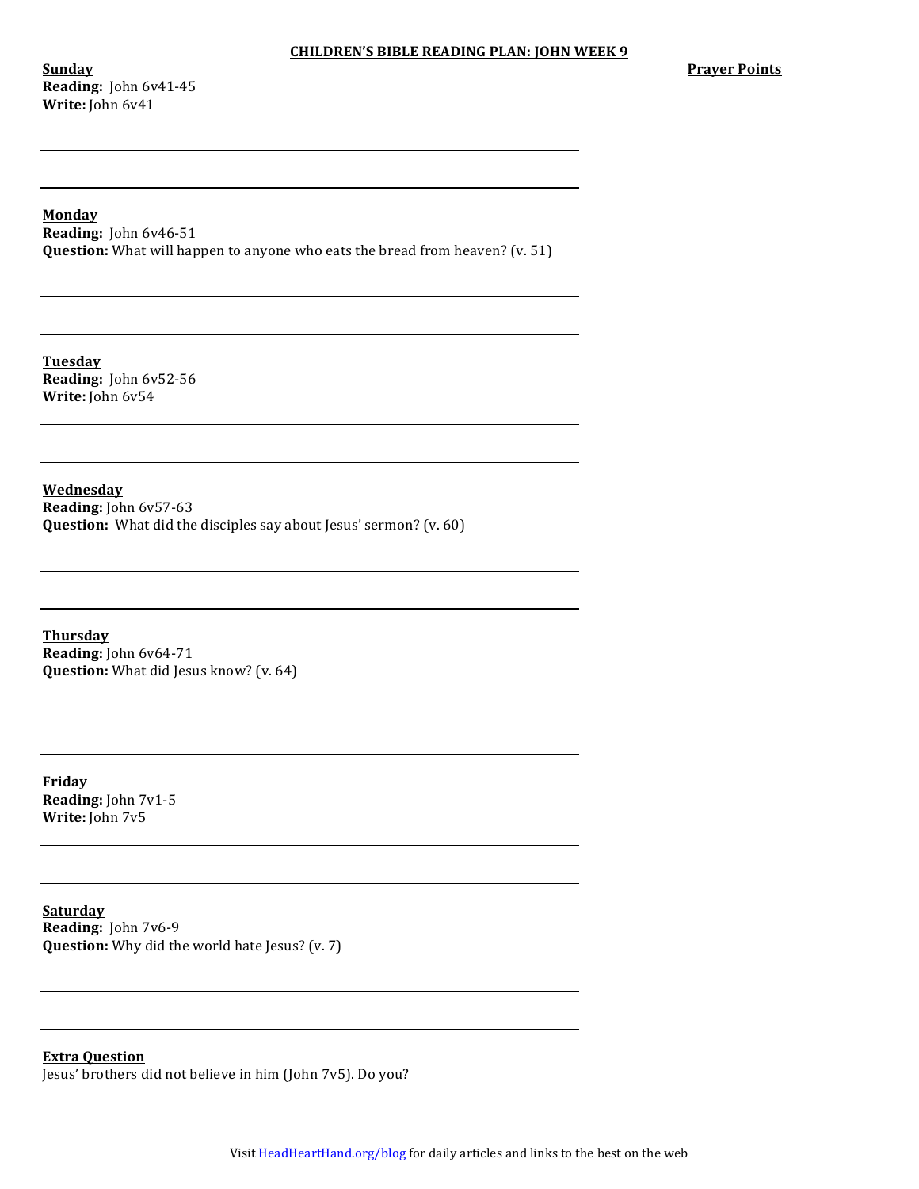## CHILDREN'S BIBLE READING PLAN: JOHN WEEK 9

**Prayer Points**

**Sunday**
**Reading:** John 6v41-45
**Write:** John 6v41

**Monday**
**Reading:** John 6v46-51
**Question:** What will happen to anyone who eats the bread from heaven? (v. 51)

**Tuesday**
**Reading:** John 6v52-56
**Write:** John 6v54

**Wednesday**
**Reading:** John 6v57-63
**Question:** What did the disciples say about Jesus' sermon? (v. 60)

**Thursday**
**Reading:** John 6v64-71
**Question:** What did Jesus know? (v. 64)

**Friday**
**Reading:** John 7v1-5
**Write:** John 7v5

**Saturday**
**Reading:** John 7v6-9
**Question:** Why did the world hate Jesus? (v. 7)

**Extra Question**
Jesus' brothers did not believe in him (John 7v5). Do you?

Visit HeadHeartHand.org/blog for daily articles and links to the best on the web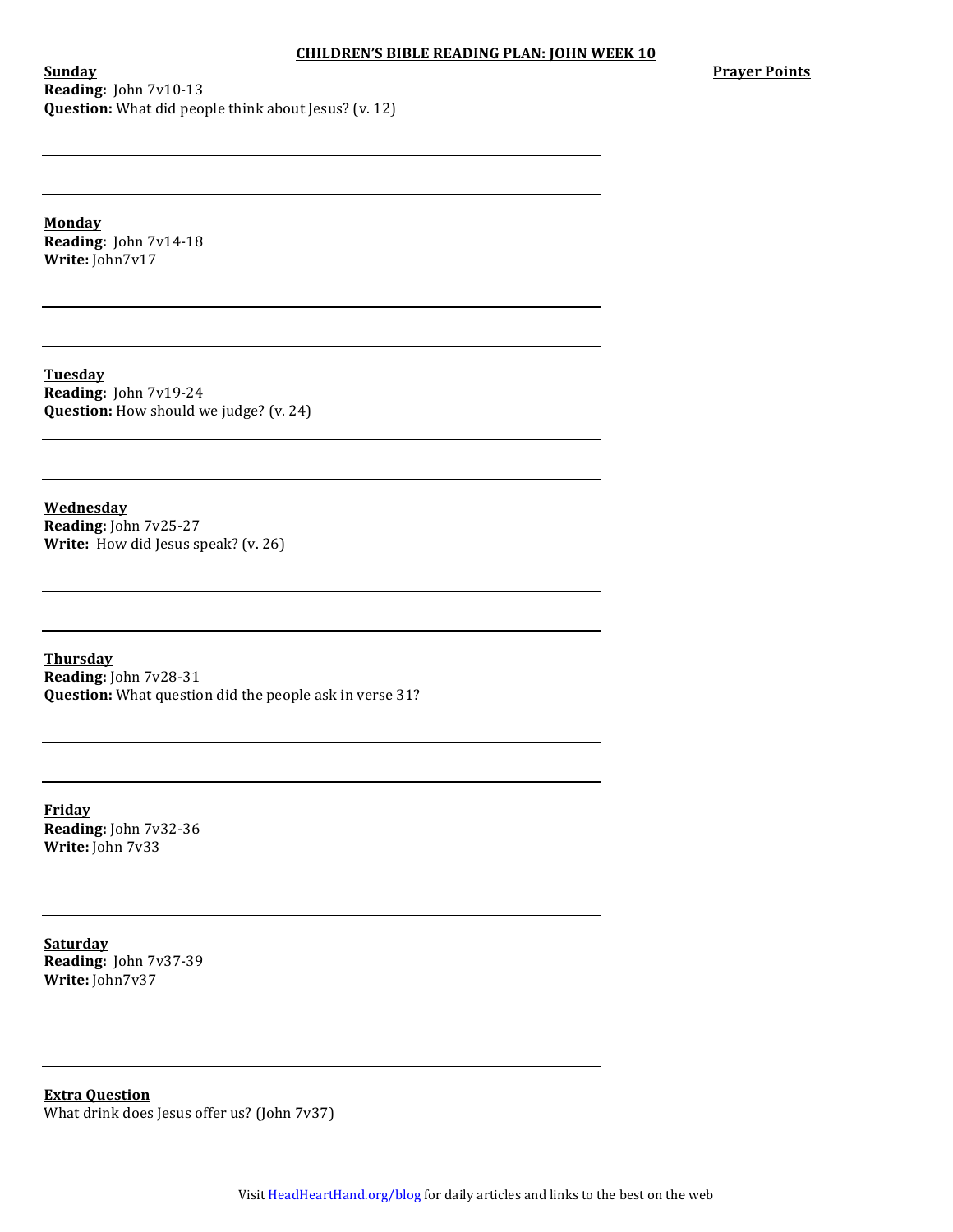# CHILDREN'S BIBLE READING PLAN: JOHN WEEK 10

**Prayer Points**

**Sunday**
**Reading:** John 7v10-13
**Question:** What did people think about Jesus? (v. 12)

**Monday**
**Reading:** John 7v14-18
**Write:** John7v17

**Tuesday**
**Reading:** John 7v19-24
**Question:** How should we judge? (v. 24)

**Wednesday**
**Reading:** John 7v25-27
**Write:** How did Jesus speak? (v. 26)

**Thursday**
**Reading:** John 7v28-31
**Question:** What question did the people ask in verse 31?

**Friday**
**Reading:** John 7v32-36
**Write:** John 7v33

**Saturday**
**Reading:** John 7v37-39
**Write:** John7v37

**Extra Question**
What drink does Jesus offer us? (John 7v37)

Visit HeadHeartHand.org/blog for daily articles and links to the best on the web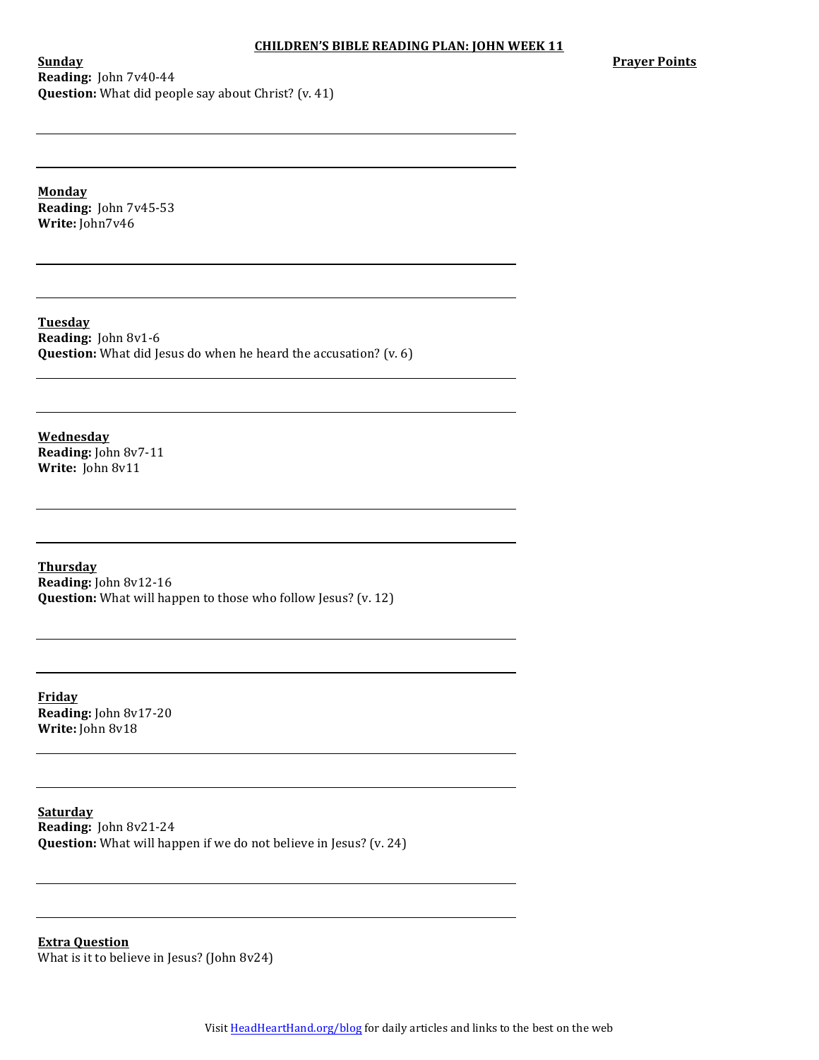**CHILDREN'S BIBLE READING PLAN: JOHN WEEK 11**

**Prayer Points**

**Sunday**
**Reading:** John 7v40-44
**Question:** What did people say about Christ? (v. 41)

**Monday**
**Reading:** John 7v45-53
**Write:** John7v46

**Tuesday**
**Reading:** John 8v1-6
**Question:** What did Jesus do when he heard the accusation? (v. 6)

**Wednesday**
**Reading:** John 8v7-11
**Write:** John 8v11

**Thursday**
**Reading:** John 8v12-16
**Question:** What will happen to those who follow Jesus? (v. 12)

**Friday**
**Reading:** John 8v17-20
**Write:** John 8v18

**Saturday**
**Reading:** John 8v21-24
**Question:** What will happen if we do not believe in Jesus? (v. 24)

**Extra Question**
What is it to believe in Jesus? (John 8v24)

Visit HeadHeartHand.org/blog for daily articles and links to the best on the web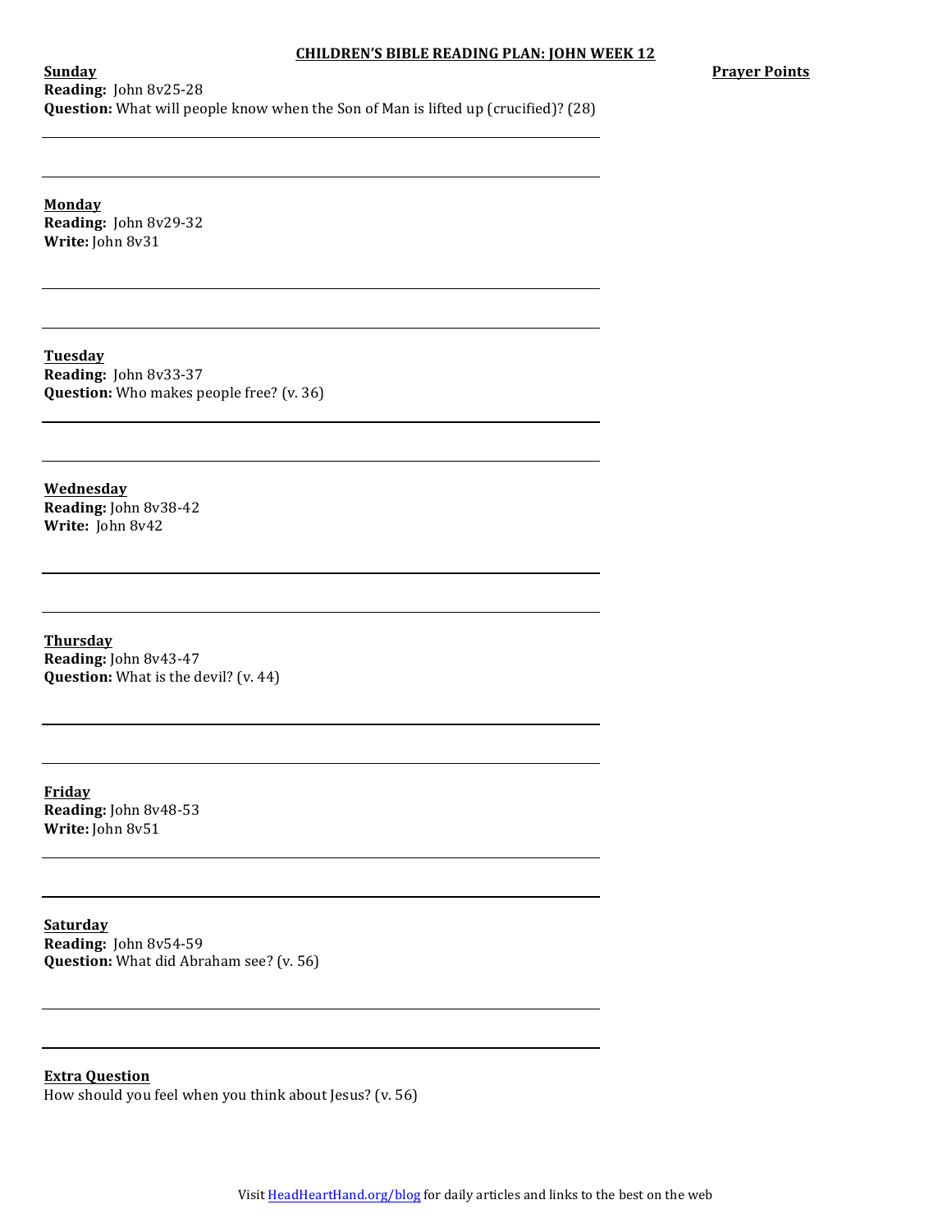**CHILDREN'S BIBLE READING PLAN: JOHN WEEK 12**

**Prayer Points**

**Sunday**
**Reading:** John 8v25-28
**Question:** What will people know when the Son of Man is lifted up (crucified)? (28)

**Monday**
**Reading:** John 8v29-32
**Write:** John 8v31

**Tuesday**
**Reading:** John 8v33-37
**Question:** Who makes people free? (v. 36)

**Wednesday**
**Reading:** John 8v38-42
**Write:** John 8v42

**Thursday**
**Reading:** John 8v43-47
**Question:** What is the devil? (v. 44)

**Friday**
**Reading:** John 8v48-53
**Write:** John 8v51

**Saturday**
**Reading:** John 8v54-59
**Question:** What did Abraham see? (v. 56)

**Extra Question**
How should you feel when you think about Jesus? (v. 56)

Visit HeadHeartHand.org/blog for daily articles and links to the best on the web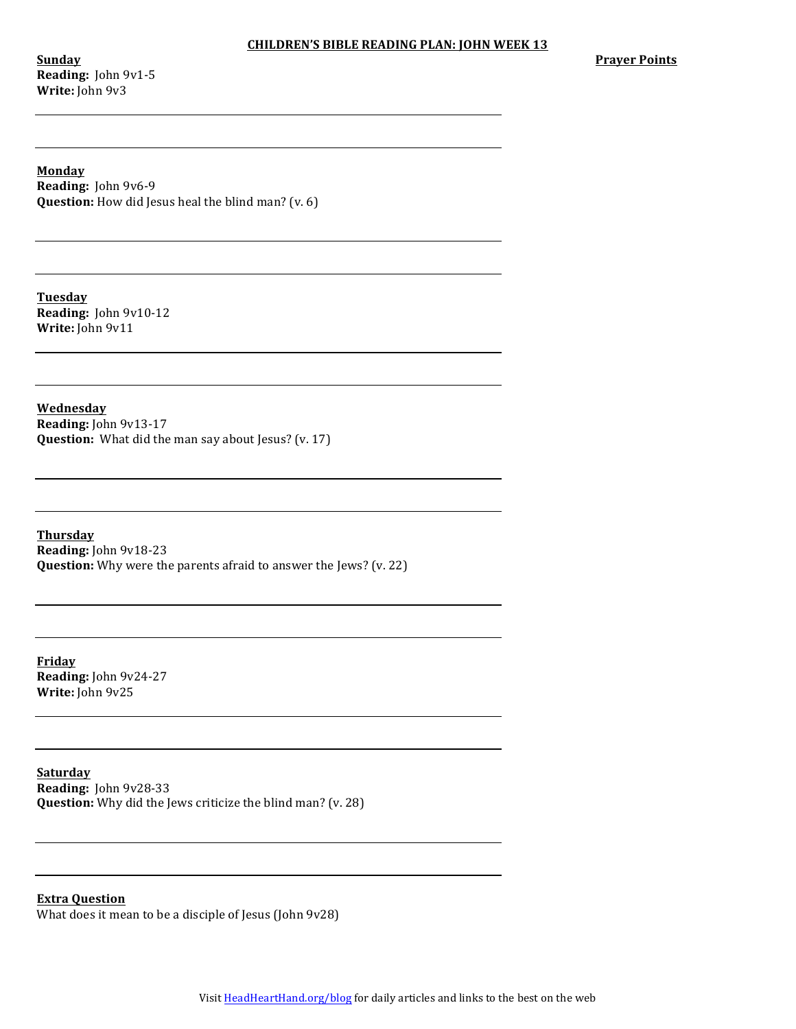# CHILDREN'S BIBLE READING PLAN: JOHN WEEK 13

**Prayer Points**

**Sunday**
**Reading:** John 9v1-5
**Write:** John 9v3

**Monday**
**Reading:** John 9v6-9
**Question:** How did Jesus heal the blind man? (v. 6)

**Tuesday**
**Reading:** John 9v10-12
**Write:** John 9v11

**Wednesday**
**Reading:** John 9v13-17
**Question:** What did the man say about Jesus? (v. 17)

**Thursday**
**Reading:** John 9v18-23
**Question:** Why were the parents afraid to answer the Jews? (v. 22)

**Friday**
**Reading:** John 9v24-27
**Write:** John 9v25

**Saturday**
**Reading:** John 9v28-33
**Question:** Why did the Jews criticize the blind man? (v. 28)

**Extra Question**
What does it mean to be a disciple of Jesus (John 9v28)

Visit HeadHeartHand.org/blog for daily articles and links to the best on the web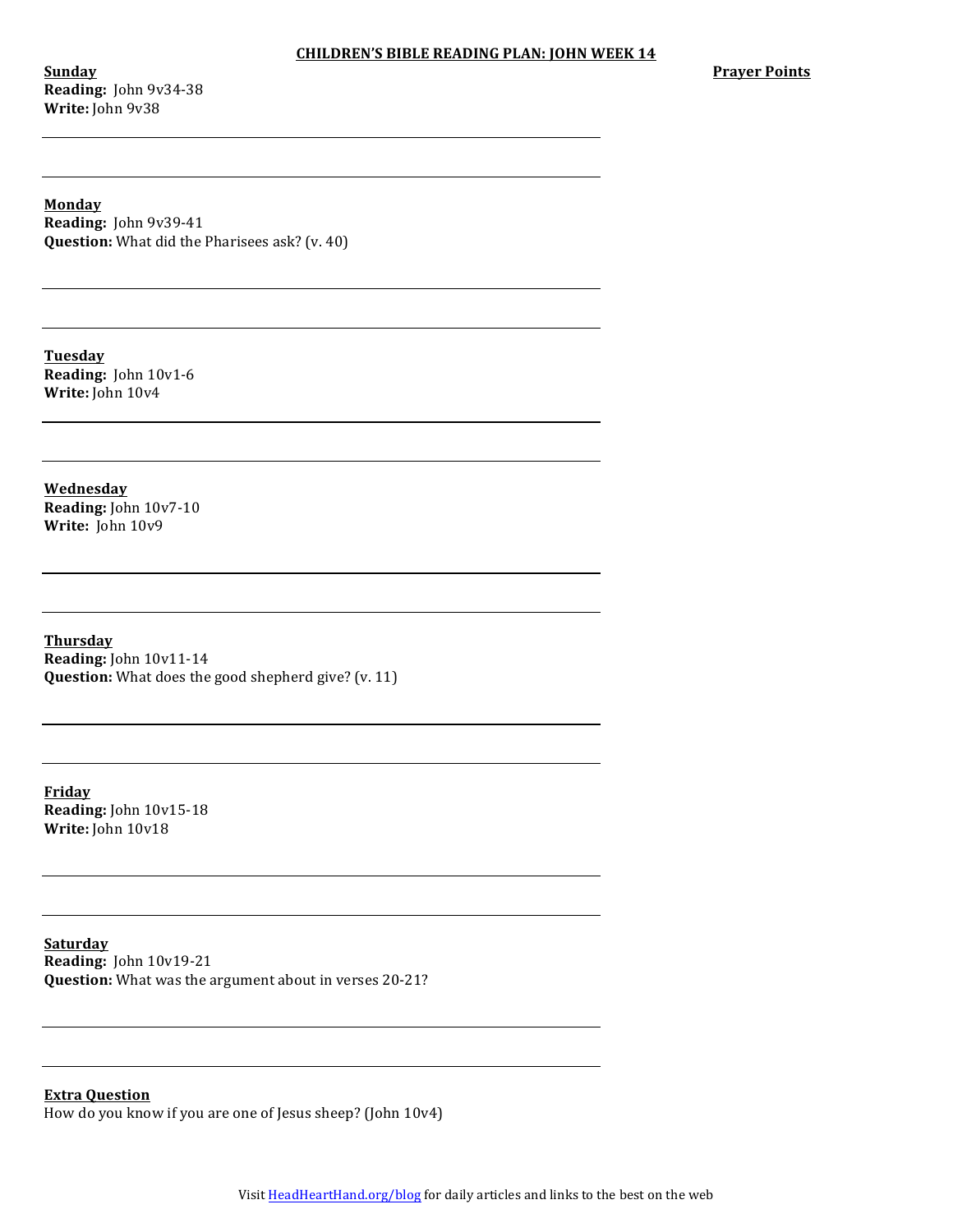## CHILDREN'S BIBLE READING PLAN: JOHN WEEK 14

**Prayer Points**

**Sunday**
**Reading:** John 9v34-38
**Write:** John 9v38

**Monday**
**Reading:** John 9v39-41
**Question:** What did the Pharisees ask? (v. 40)

**Tuesday**
**Reading:** John 10v1-6
**Write:** John 10v4

**Wednesday**
**Reading:** John 10v7-10
**Write:** John 10v9

**Thursday**
**Reading:** John 10v11-14
**Question:** What does the good shepherd give? (v. 11)

**Friday**
**Reading:** John 10v15-18
**Write:** John 10v18

**Saturday**
**Reading:** John 10v19-21
**Question:** What was the argument about in verses 20-21?

**Extra Question**
How do you know if you are one of Jesus sheep? (John 10v4)

Visit HeadHeartHand.org/blog for daily articles and links to the best on the web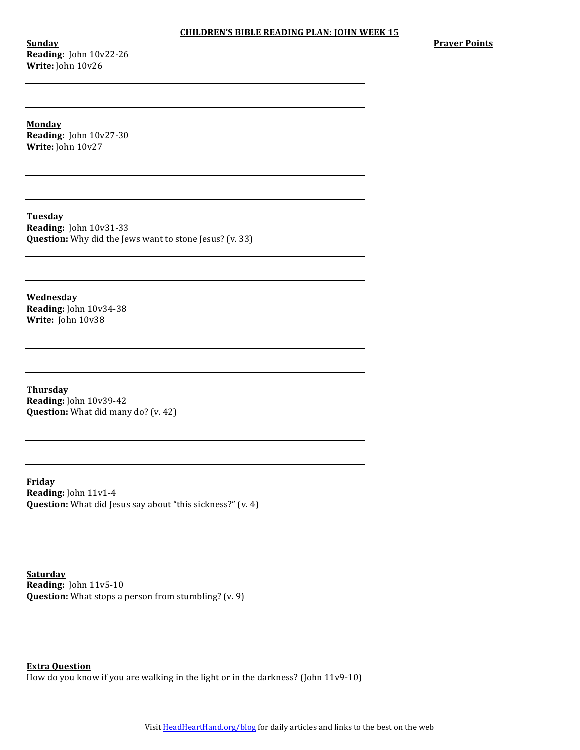# CHILDREN'S BIBLE READING PLAN: JOHN WEEK 15

**Prayer Points**

**Sunday**
**Reading:** John 10v22-26
**Write:** John 10v26

---

---

**Monday**
**Reading:** John 10v27-30
**Write:** John 10v27

---

---

**Tuesday**
**Reading:** John 10v31-33
**Question:** Why did the Jews want to stone Jesus? (v. 33)

---

---

**Wednesday**
**Reading:** John 10v34-38
**Write:** John 10v38

---

---

**Thursday**
**Reading:** John 10v39-42
**Question:** What did many do? (v. 42)

---

---

**Friday**
**Reading:** John 11v1-4
**Question:** What did Jesus say about "this sickness?" (v. 4)

---

---

**Saturday**
**Reading:** John 11v5-10
**Question:** What stops a person from stumbling? (v. 9)

---

---

**Extra Question**
How do you know if you are walking in the light or in the darkness? (John 11v9-10)

Visit HeadHeartHand.org/blog for daily articles and links to the best on the web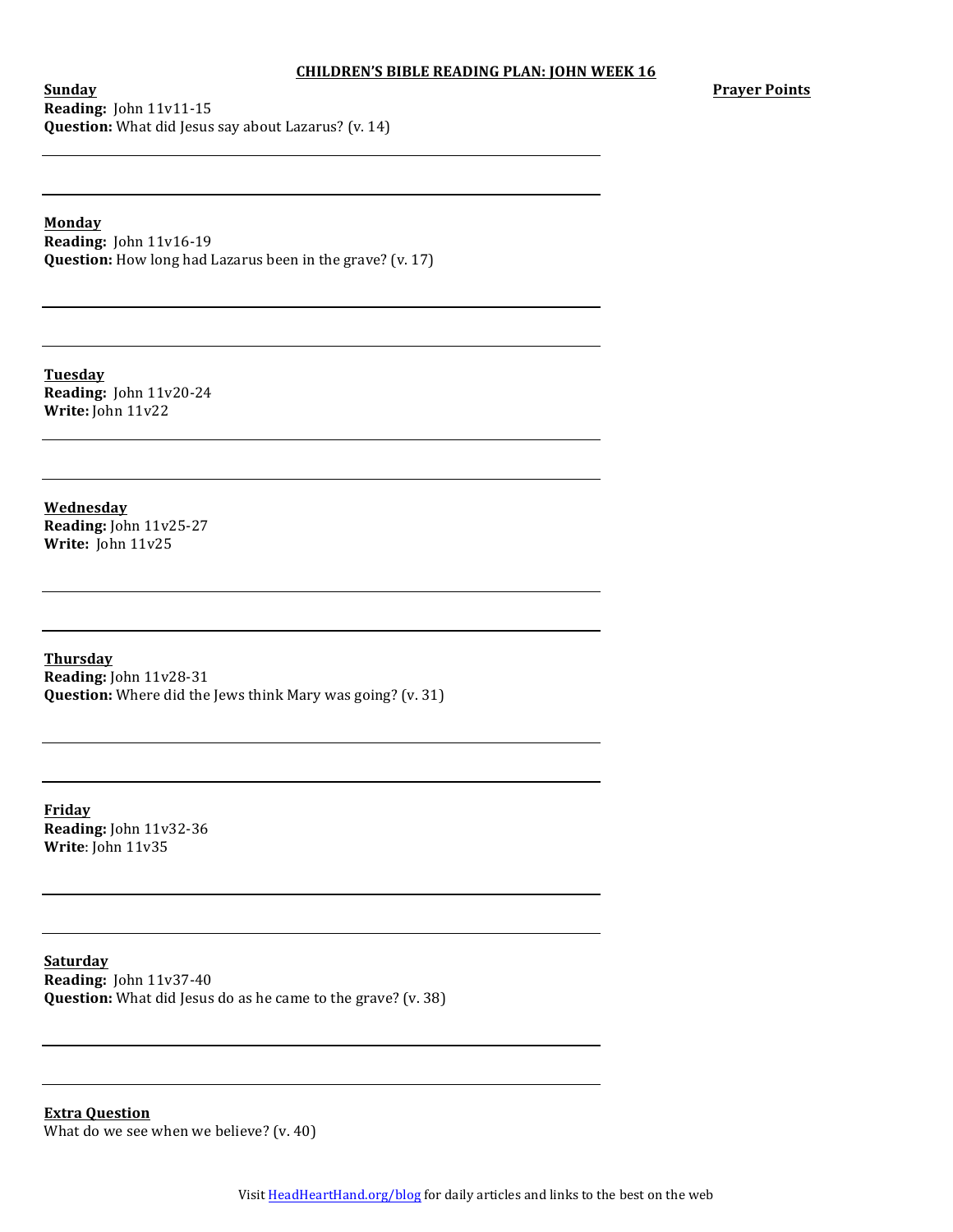**CHILDREN'S BIBLE READING PLAN: JOHN WEEK 16**

**Prayer Points**

**Sunday**
**Reading:** John 11v11-15
**Question:** What did Jesus say about Lazarus? (v. 14)

**Monday**
**Reading:** John 11v16-19
**Question:** How long had Lazarus been in the grave? (v. 17)

**Tuesday**
**Reading:** John 11v20-24
**Write:** John 11v22

**Wednesday**
**Reading:** John 11v25-27
**Write:** John 11v25

**Thursday**
**Reading:** John 11v28-31
**Question:** Where did the Jews think Mary was going? (v. 31)

**Friday**
**Reading:** John 11v32-36
**Write**: John 11v35

**Saturday**
**Reading:** John 11v37-40
**Question:** What did Jesus do as he came to the grave? (v. 38)

**Extra Question**
What do we see when we believe? (v. 40)

Visit HeadHeartHand.org/blog for daily articles and links to the best on the web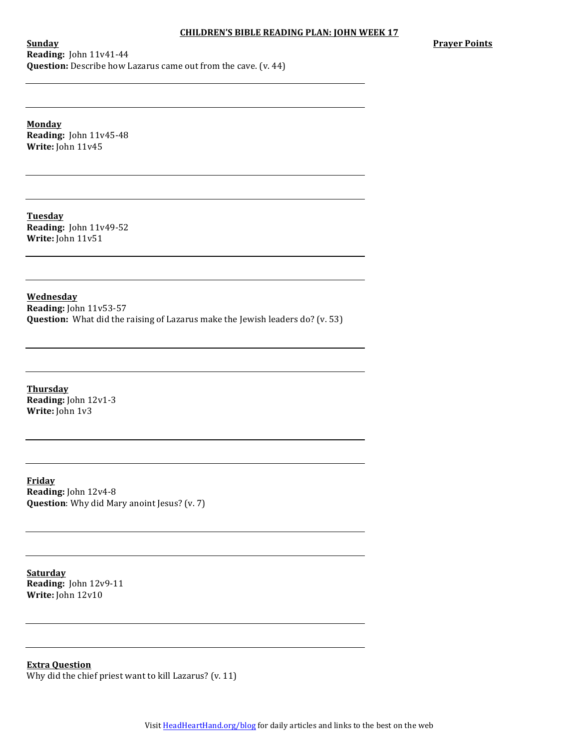## CHILDREN'S BIBLE READING PLAN: JOHN WEEK 17

**Prayer Points**

**Sunday**
**Reading:** John 11v41-44
**Question:** Describe how Lazarus came out from the cave. (v. 44)

**Monday**
**Reading:** John 11v45-48
**Write:** John 11v45

**Tuesday**
**Reading:** John 11v49-52
**Write:** John 11v51

**Wednesday**
**Reading:** John 11v53-57
**Question:** What did the raising of Lazarus make the Jewish leaders do? (v. 53)

**Thursday**
**Reading:** John 12v1-3
**Write:** John 1v3

**Friday**
**Reading:** John 12v4-8
**Question**: Why did Mary anoint Jesus? (v. 7)

**Saturday**
**Reading:** John 12v9-11
**Write:** John 12v10

**Extra Question**
Why did the chief priest want to kill Lazarus? (v. 11)

Visit HeadHeartHand.org/blog for daily articles and links to the best on the web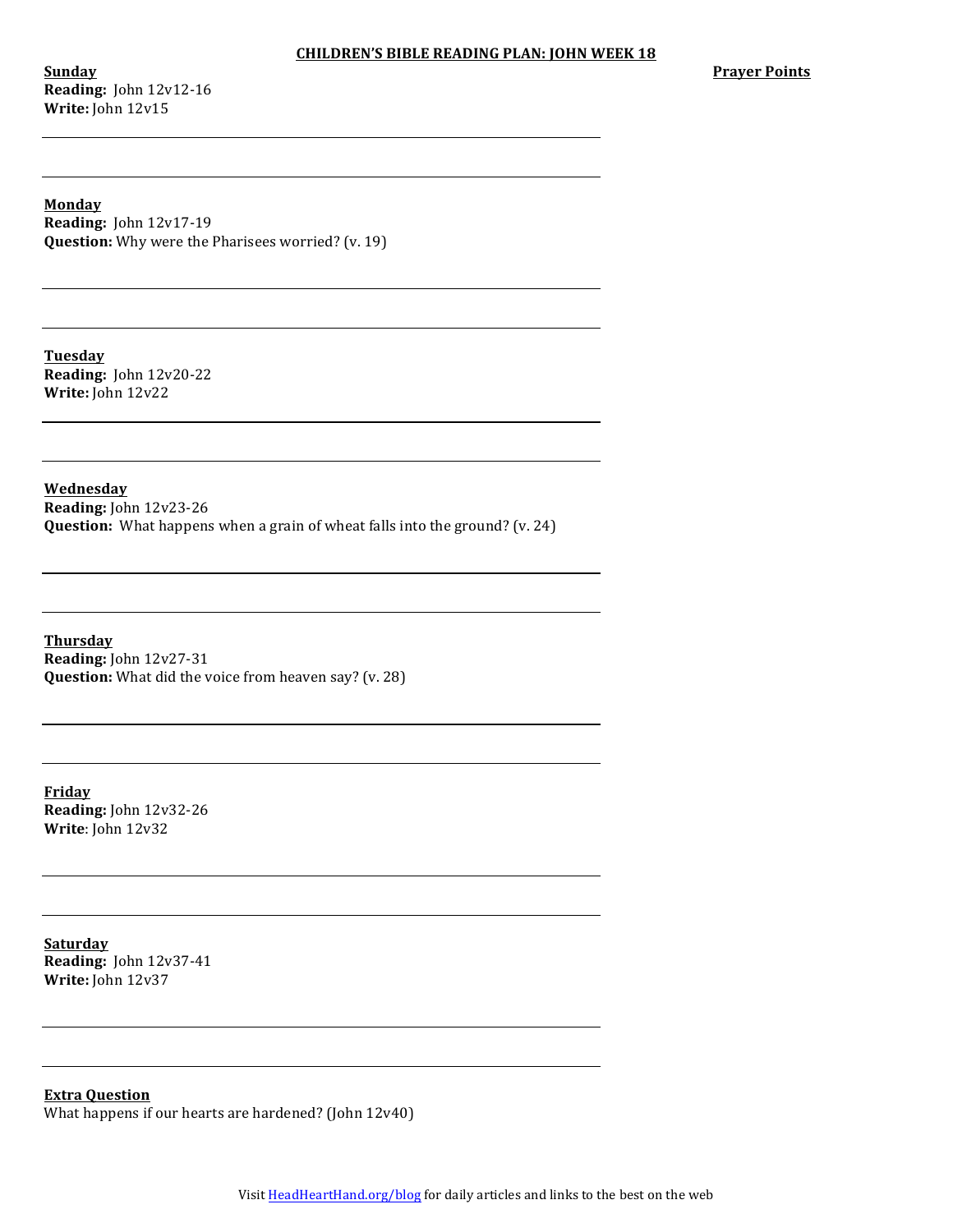# CHILDREN'S BIBLE READING PLAN: JOHN WEEK 18

**Prayer Points**

**Sunday**
**Reading:** John 12v12-16
**Write:** John 12v15

**Monday**
**Reading:** John 12v17-19
**Question:** Why were the Pharisees worried? (v. 19)

**Tuesday**
**Reading:** John 12v20-22
**Write:** John 12v22

**Wednesday**
**Reading:** John 12v23-26
**Question:** What happens when a grain of wheat falls into the ground? (v. 24)

**Thursday**
**Reading:** John 12v27-31
**Question:** What did the voice from heaven say? (v. 28)

**Friday**
**Reading:** John 12v32-26
**Write**: John 12v32

**Saturday**
**Reading:** John 12v37-41
**Write:** John 12v37

**Extra Question**
What happens if our hearts are hardened? (John 12v40)

Visit HeadHeartHand.org/blog for daily articles and links to the best on the web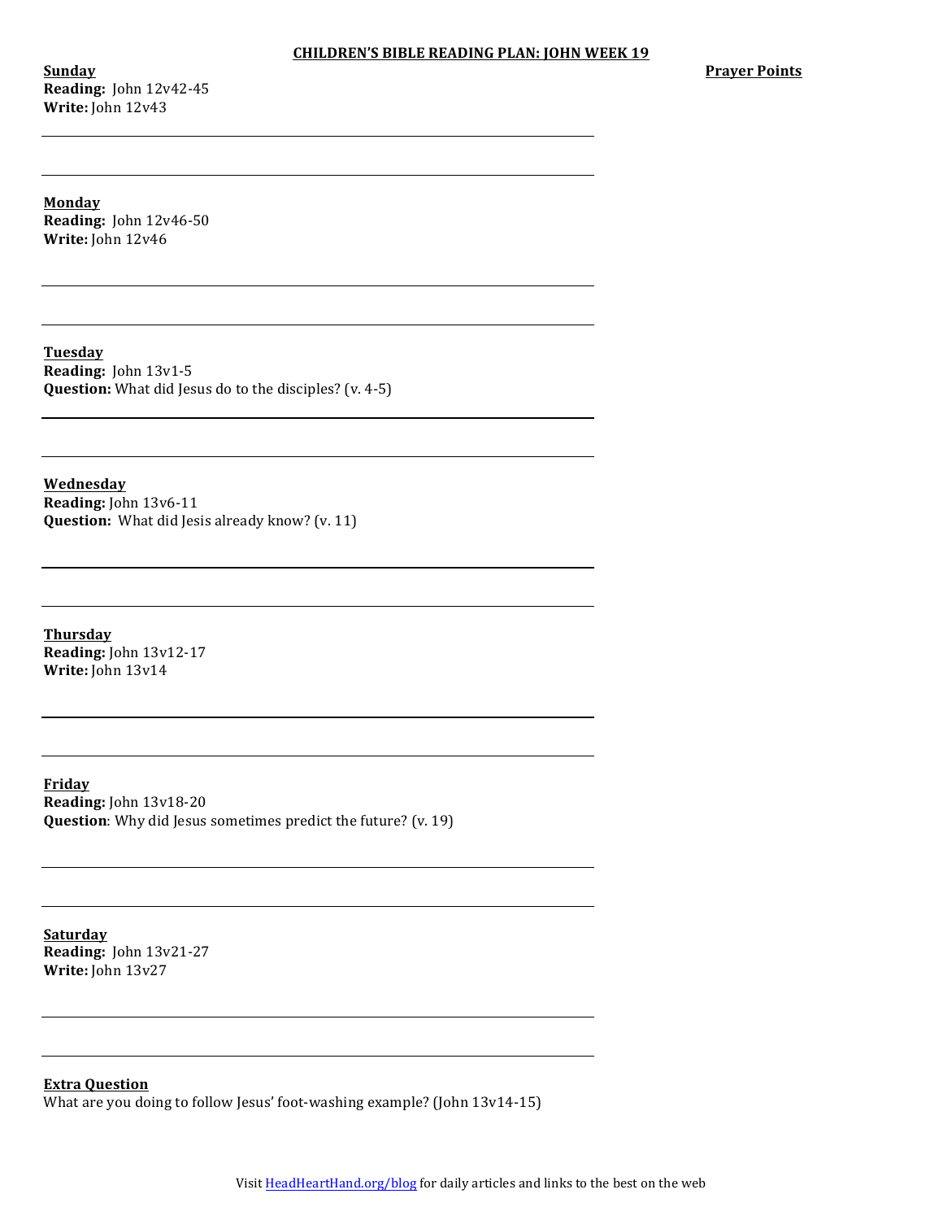**CHILDREN'S BIBLE READING PLAN: JOHN WEEK 19**

**Prayer Points**

**Sunday**
**Reading:** John 12v42-45
**Write:** John 12v43

---

---

**Monday**
**Reading:** John 12v46-50
**Write:** John 12v46

---

---

**Tuesday**
**Reading:** John 13v1-5
**Question:** What did Jesus do to the disciples? (v. 4-5)

---

---

**Wednesday**
**Reading:** John 13v6-11
**Question:** What did Jesis already know? (v. 11)

---

---

**Thursday**
**Reading:** John 13v12-17
**Write:** John 13v14

---

---

**Friday**
**Reading:** John 13v18-20
**Question**: Why did Jesus sometimes predict the future? (v. 19)

---

---

**Saturday**
**Reading:** John 13v21-27
**Write:** John 13v27

---

---

**Extra Question**
What are you doing to follow Jesus' foot-washing example? (John 13v14-15)

Visit HeadHeartHand.org/blog for daily articles and links to the best on the web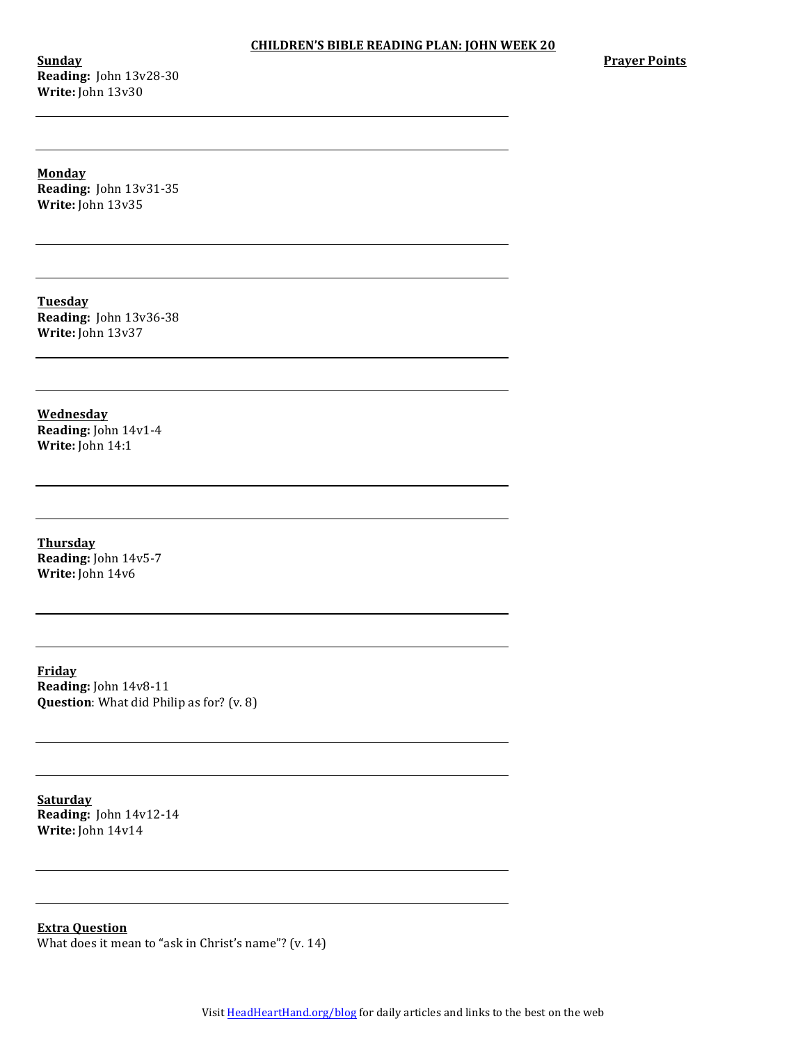## CHILDREN'S BIBLE READING PLAN: JOHN WEEK 20

**Prayer Points**

**Sunday**
**Reading:** John 13v28-30
**Write:** John 13v30

**Monday**
**Reading:** John 13v31-35
**Write:** John 13v35

**Tuesday**
**Reading:** John 13v36-38
**Write:** John 13v37

**Wednesday**
**Reading:** John 14v1-4
**Write:** John 14:1

**Thursday**
**Reading:** John 14v5-7
**Write:** John 14v6

**Friday**
**Reading:** John 14v8-11
**Question**: What did Philip as for? (v. 8)

**Saturday**
**Reading:** John 14v12-14
**Write:** John 14v14

**Extra Question**
What does it mean to "ask in Christ's name"? (v. 14)

Visit HeadHeartHand.org/blog for daily articles and links to the best on the web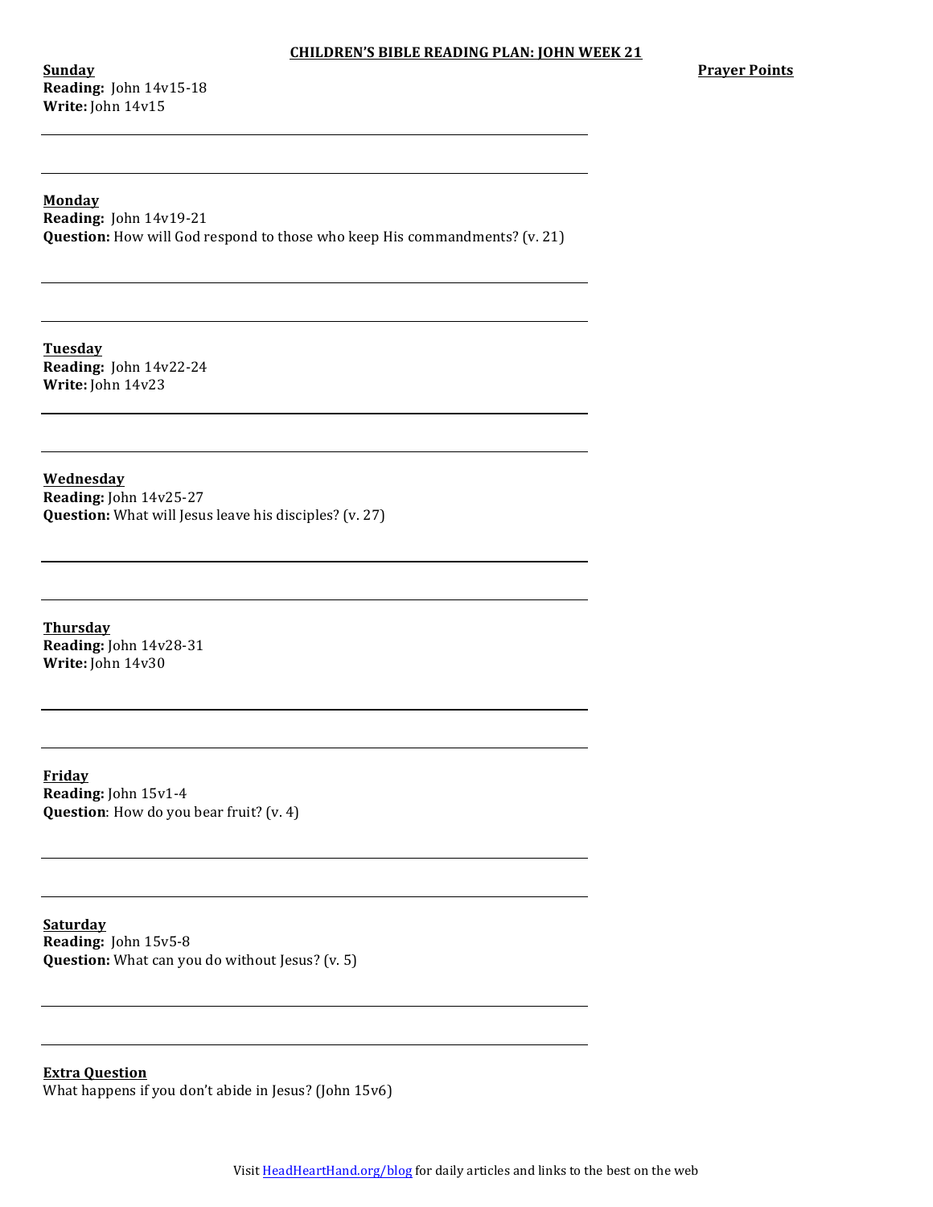# CHILDREN'S BIBLE READING PLAN: JOHN WEEK 21

**Prayer Points**

**Sunday**
**Reading:** John 14v15-18
**Write:** John 14v15

**Monday**
**Reading:** John 14v19-21
**Question:** How will God respond to those who keep His commandments? (v. 21)

**Tuesday**
**Reading:** John 14v22-24
**Write:** John 14v23

**Wednesday**
**Reading:** John 14v25-27
**Question:** What will Jesus leave his disciples? (v. 27)

**Thursday**
**Reading:** John 14v28-31
**Write:** John 14v30

**Friday**
**Reading:** John 15v1-4
**Question**: How do you bear fruit? (v. 4)

**Saturday**
**Reading:** John 15v5-8
**Question:** What can you do without Jesus? (v. 5)

**Extra Question**
What happens if you don't abide in Jesus? (John 15v6)

Visit HeadHeartHand.org/blog for daily articles and links to the best on the web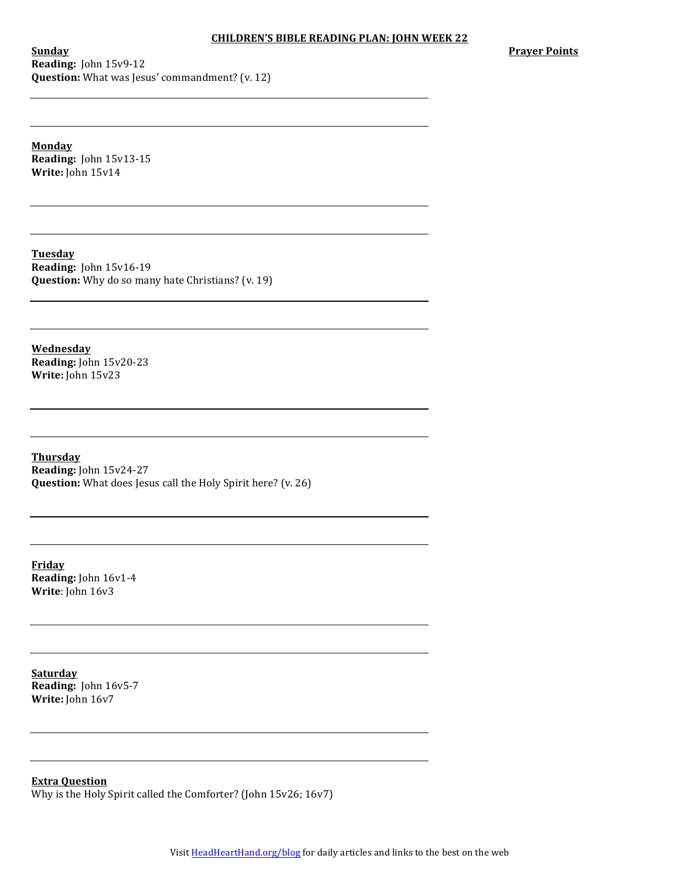# CHILDREN'S BIBLE READING PLAN: JOHN WEEK 22

**Sunday**
**Reading:** John 15v9-12
**Question:** What was Jesus' commandment? (v. 12)

**Monday**
**Reading:** John 15v13-15
**Write:** John 15v14

**Tuesday**
**Reading:** John 15v16-19
**Question:** Why do so many hate Christians? (v. 19)

**Wednesday**
**Reading:** John 15v20-23
**Write:** John 15v23

**Thursday**
**Reading:** John 15v24-27
**Question:** What does Jesus call the Holy Spirit here? (v. 26)

**Friday**
**Reading:** John 16v1-4
**Write**: John 16v3

**Saturday**
**Reading:** John 16v5-7
**Write:** John 16v7

**Extra Question**
Why is the Holy Spirit called the Comforter? (John 15v26; 16v7)

**Prayer Points**

Visit HeadHeartHand.org/blog for daily articles and links to the best on the web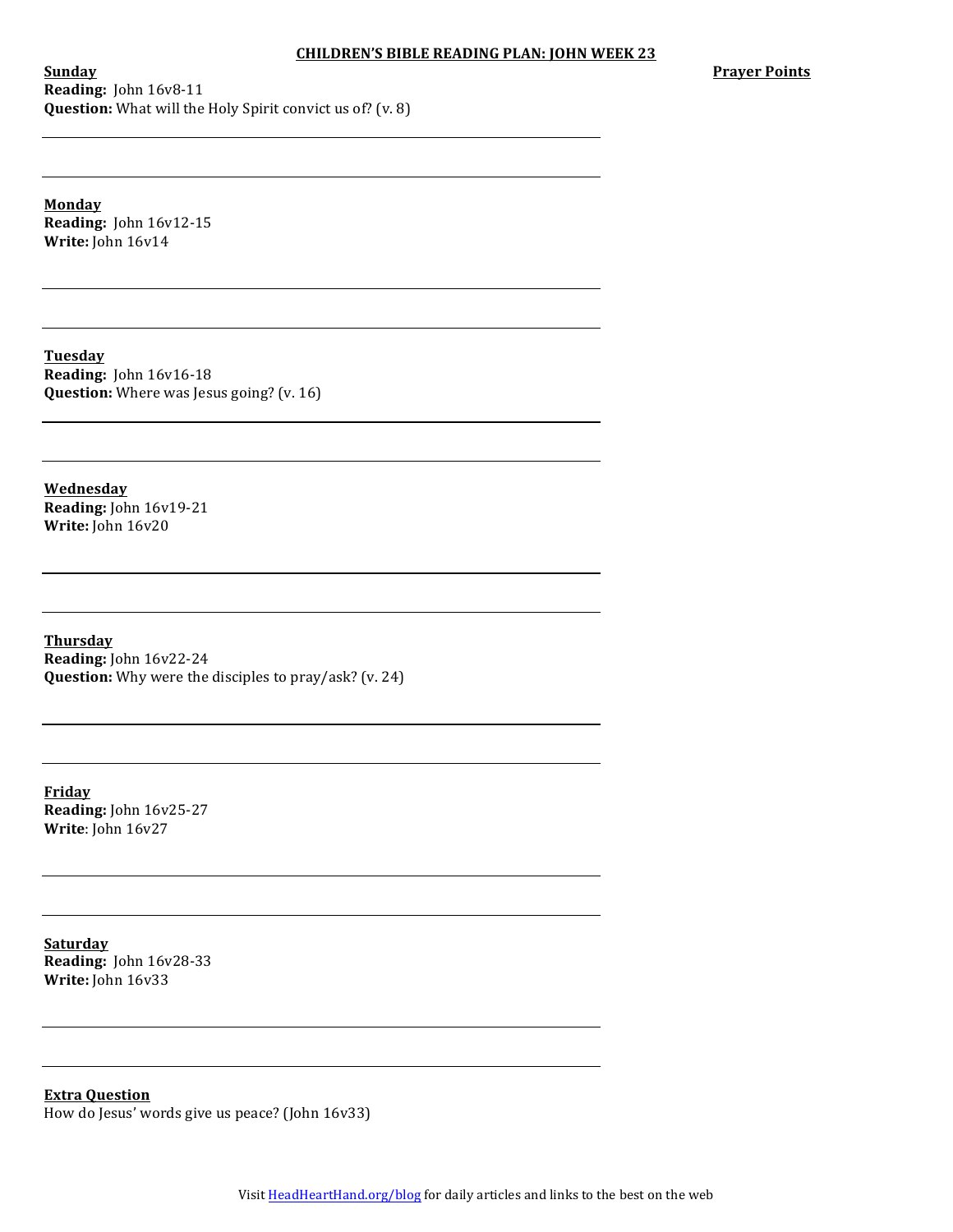# CHILDREN'S BIBLE READING PLAN: JOHN WEEK 23

**Prayer Points**

**Sunday**
**Reading:** John 16v8-11
**Question:** What will the Holy Spirit convict us of? (v. 8)

**Monday**
**Reading:** John 16v12-15
**Write:** John 16v14

**Tuesday**
**Reading:** John 16v16-18
**Question:** Where was Jesus going? (v. 16)

**Wednesday**
**Reading:** John 16v19-21
**Write:** John 16v20

**Thursday**
**Reading:** John 16v22-24
**Question:** Why were the disciples to pray/ask? (v. 24)

**Friday**
**Reading:** John 16v25-27
**Write**: John 16v27

**Saturday**
**Reading:** John 16v28-33
**Write:** John 16v33

**Extra Question**
How do Jesus' words give us peace? (John 16v33)

Visit HeadHeartHand.org/blog for daily articles and links to the best on the web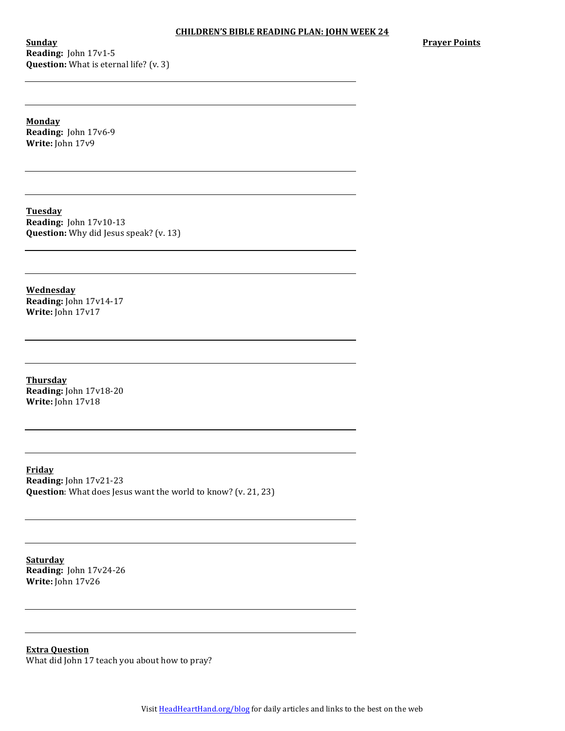**CHILDREN'S BIBLE READING PLAN: JOHN WEEK 24**

**Prayer Points**

**Sunday**
**Reading:** John 17v1-5
**Question:** What is eternal life? (v. 3)

---

---

**Monday**
**Reading:** John 17v6-9
**Write:** John 17v9

---

---

**Tuesday**
**Reading:** John 17v10-13
**Question:** Why did Jesus speak? (v. 13)

---

---

**Wednesday**
**Reading:** John 17v14-17
**Write:** John 17v17

---

---

**Thursday**
**Reading:** John 17v18-20
**Write:** John 17v18

---

---

**Friday**
**Reading:** John 17v21-23
**Question**: What does Jesus want the world to know? (v. 21, 23)

---

---

**Saturday**
**Reading:** John 17v24-26
**Write:** John 17v26

---

---

**Extra Question**
What did John 17 teach you about how to pray?

Visit [HeadHeartHand.org/blog](HeadHeartHand.org/blog) for daily articles and links to the best on the web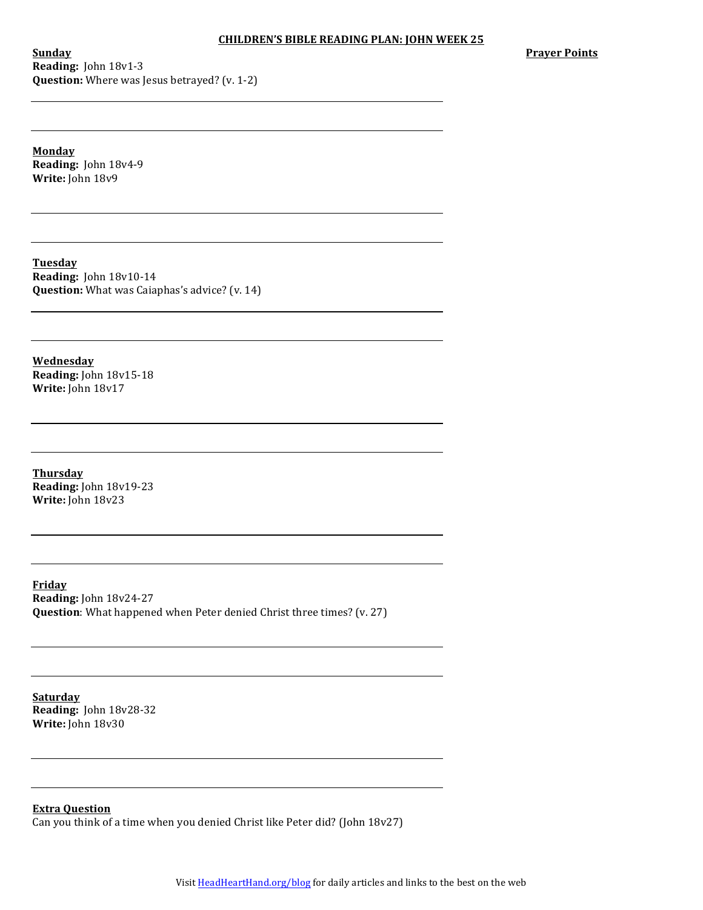# CHILDREN'S BIBLE READING PLAN: JOHN WEEK 25

**Prayer Points**

**Sunday**
**Reading:** John 18v1-3
**Question:** Where was Jesus betrayed? (v. 1-2)

---

---

**Monday**
**Reading:** John 18v4-9
**Write:** John 18v9

---

---

**Tuesday**
**Reading:** John 18v10-14
**Question:** What was Caiaphas's advice? (v. 14)

---

---

**Wednesday**
**Reading:** John 18v15-18
**Write:** John 18v17

---

---

**Thursday**
**Reading:** John 18v19-23
**Write:** John 18v23

---

---

**Friday**
**Reading:** John 18v24-27
**Question**: What happened when Peter denied Christ three times? (v. 27)

---

---

**Saturday**
**Reading:** John 18v28-32
**Write:** John 18v30

---

---

**Extra Question**
Can you think of a time when you denied Christ like Peter did? (John 18v27)

Visit HeadHeartHand.org/blog for daily articles and links to the best on the web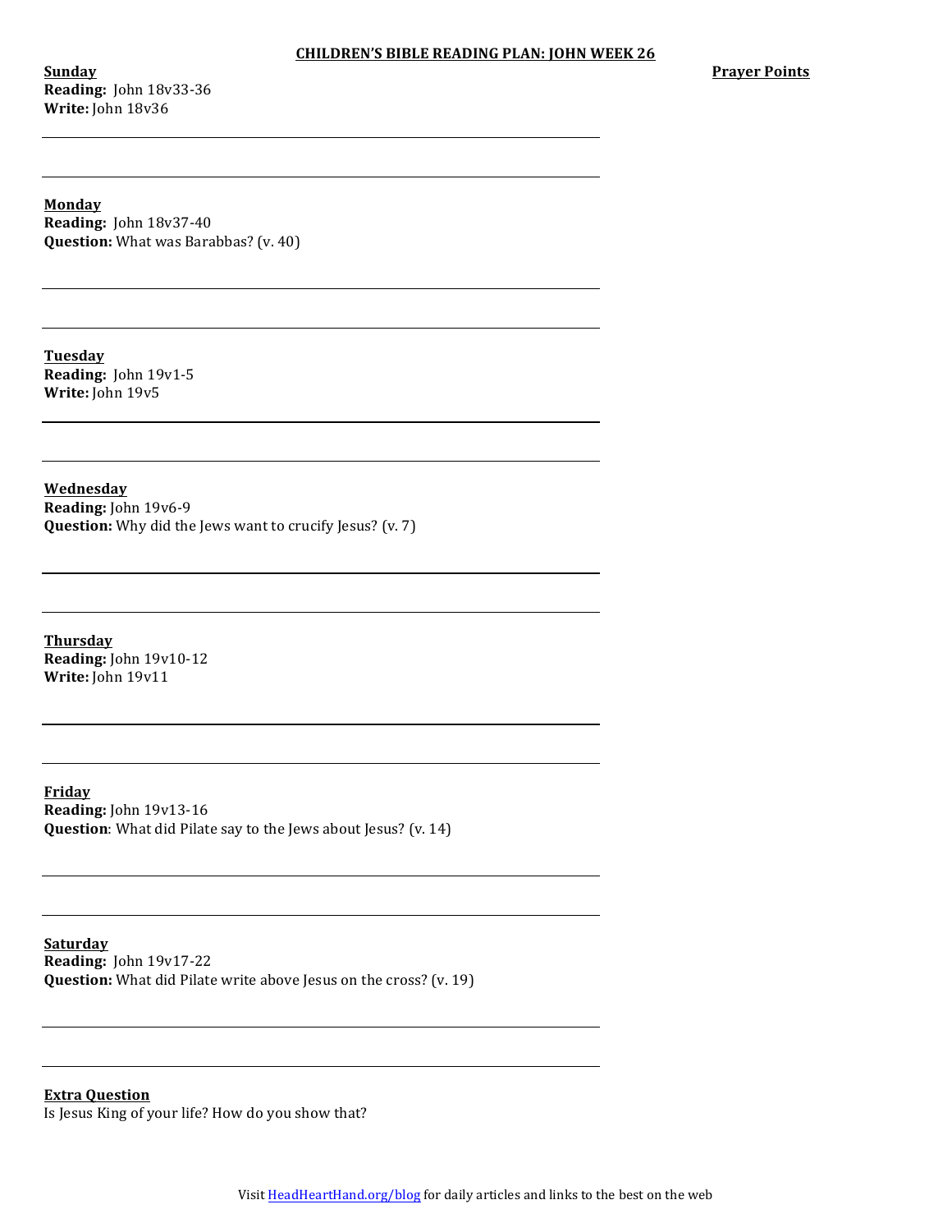# CHILDREN'S BIBLE READING PLAN: JOHN WEEK 26

**Prayer Points**

**Sunday**
**Reading:** John 18v33-36
**Write:** John 18v36

**Monday**
**Reading:** John 18v37-40
**Question:** What was Barabbas? (v. 40)

**Tuesday**
**Reading:** John 19v1-5
**Write:** John 19v5

**Wednesday**
**Reading:** John 19v6-9
**Question:** Why did the Jews want to crucify Jesus? (v. 7)

**Thursday**
**Reading:** John 19v10-12
**Write:** John 19v11

**Friday**
**Reading:** John 19v13-16
**Question**: What did Pilate say to the Jews about Jesus? (v. 14)

**Saturday**
**Reading:** John 19v17-22
**Question:** What did Pilate write above Jesus on the cross? (v. 19)

**Extra Question**
Is Jesus King of your life? How do you show that?

Visit HeadHeartHand.org/blog for daily articles and links to the best on the web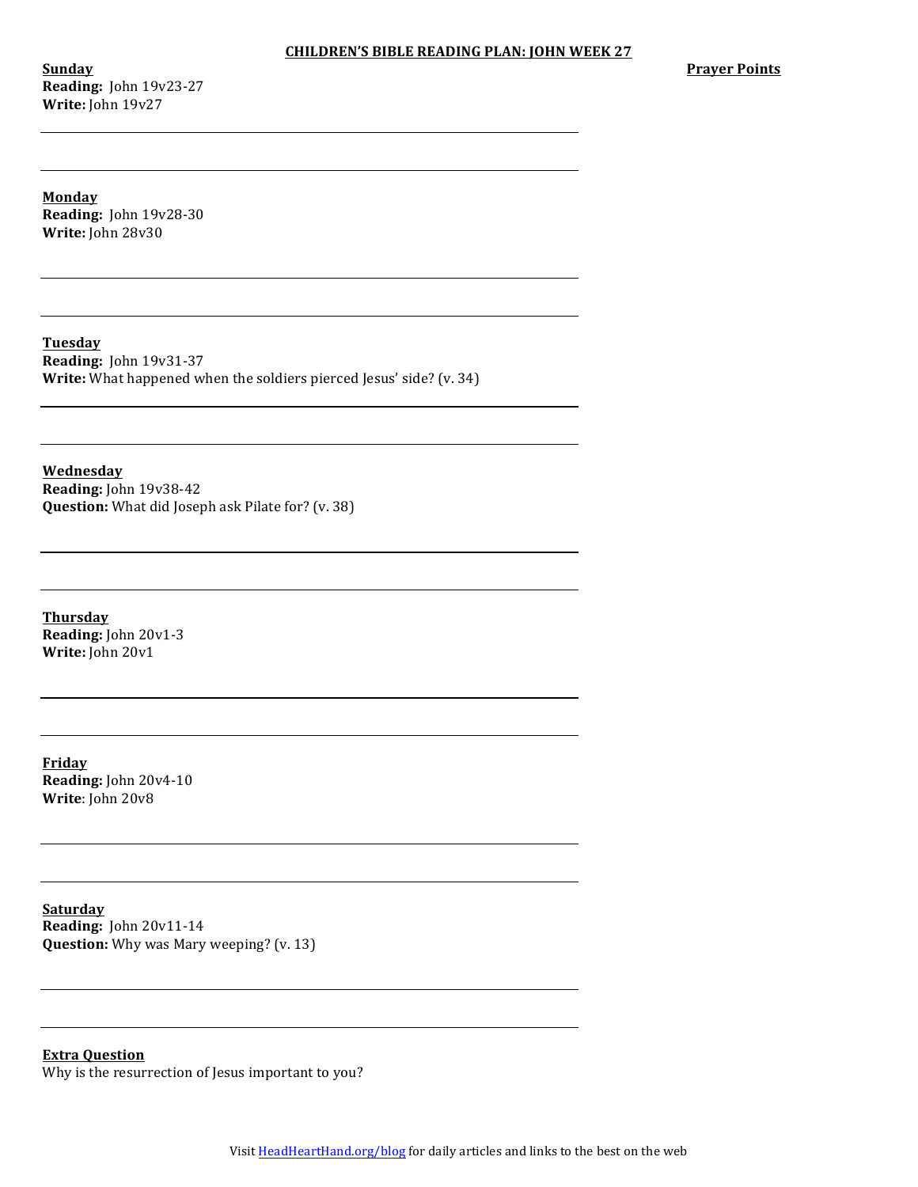# CHILDREN'S BIBLE READING PLAN: JOHN WEEK 27

**Prayer Points**

**Sunday**
**Reading:** John 19v23-27
**Write:** John 19v27

**Monday**
**Reading:** John 19v28-30
**Write:** John 28v30

**Tuesday**
**Reading:** John 19v31-37
**Write:** What happened when the soldiers pierced Jesus' side? (v. 34)

**Wednesday**
**Reading:** John 19v38-42
**Question:** What did Joseph ask Pilate for? (v. 38)

**Thursday**
**Reading:** John 20v1-3
**Write:** John 20v1

**Friday**
**Reading:** John 20v4-10
**Write**: John 20v8

**Saturday**
**Reading:** John 20v11-14
**Question:** Why was Mary weeping? (v. 13)

**Extra Question**
Why is the resurrection of Jesus important to you?

Visit HeadHeartHand.org/blog for daily articles and links to the best on the web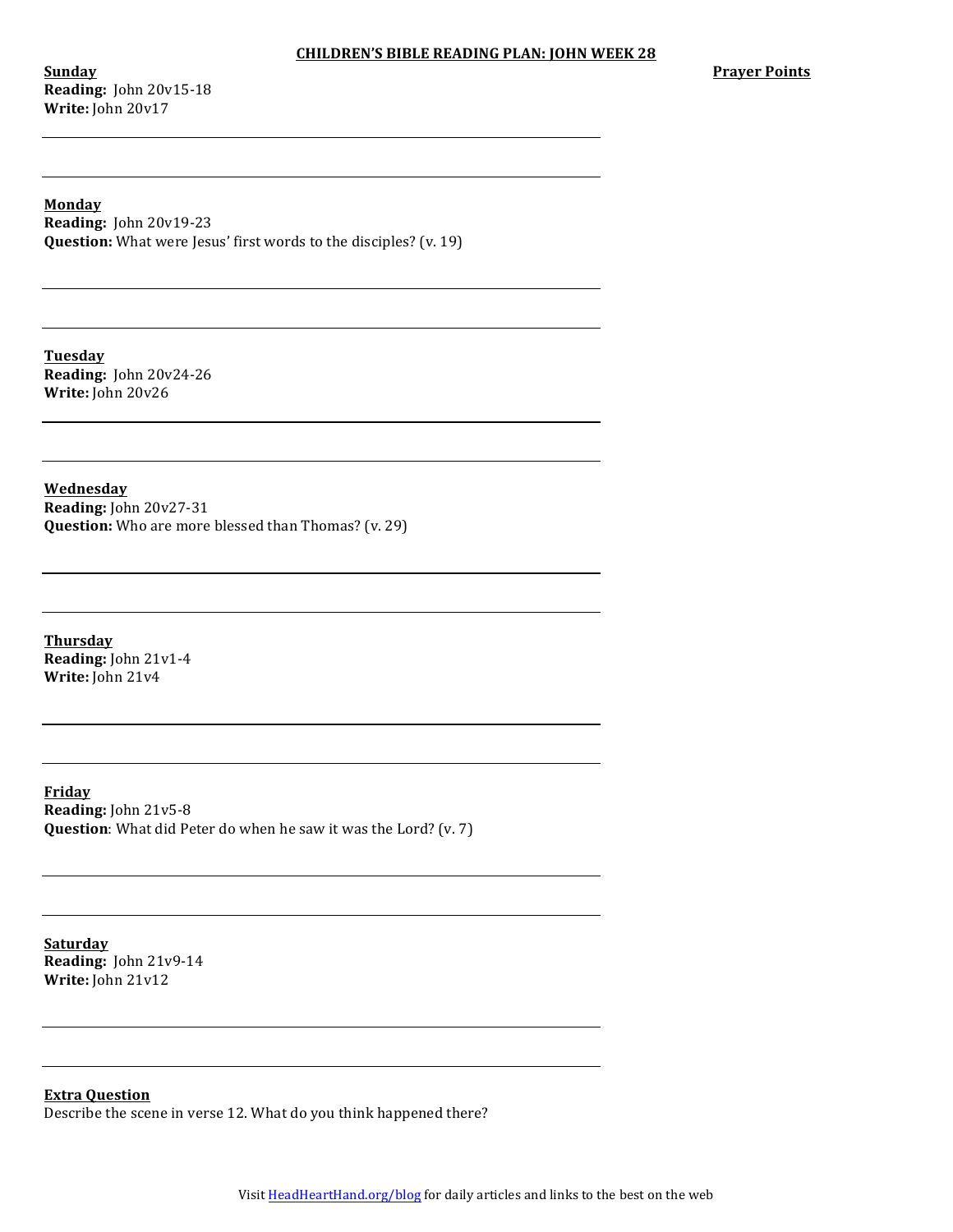**CHILDREN'S BIBLE READING PLAN: JOHN WEEK 28**

**Prayer Points**

**Sunday**
**Reading:** John 20v15-18
**Write:** John 20v17

---

---

**Monday**
**Reading:** John 20v19-23
**Question:** What were Jesus' first words to the disciples? (v. 19)

---

---

**Tuesday**
**Reading:** John 20v24-26
**Write:** John 20v26

---

---

**Wednesday**
**Reading:** John 20v27-31
**Question:** Who are more blessed than Thomas? (v. 29)

---

---

**Thursday**
**Reading:** John 21v1-4
**Write:** John 21v4

---

---

**Friday**
**Reading:** John 21v5-8
**Question**: What did Peter do when he saw it was the Lord? (v. 7)

---

---

**Saturday**
**Reading:** John 21v9-14
**Write:** John 21v12

---

---

**Extra Question**
Describe the scene in verse 12. What do you think happened there?

Visit HeadHeartHand.org/blog for daily articles and links to the best on the web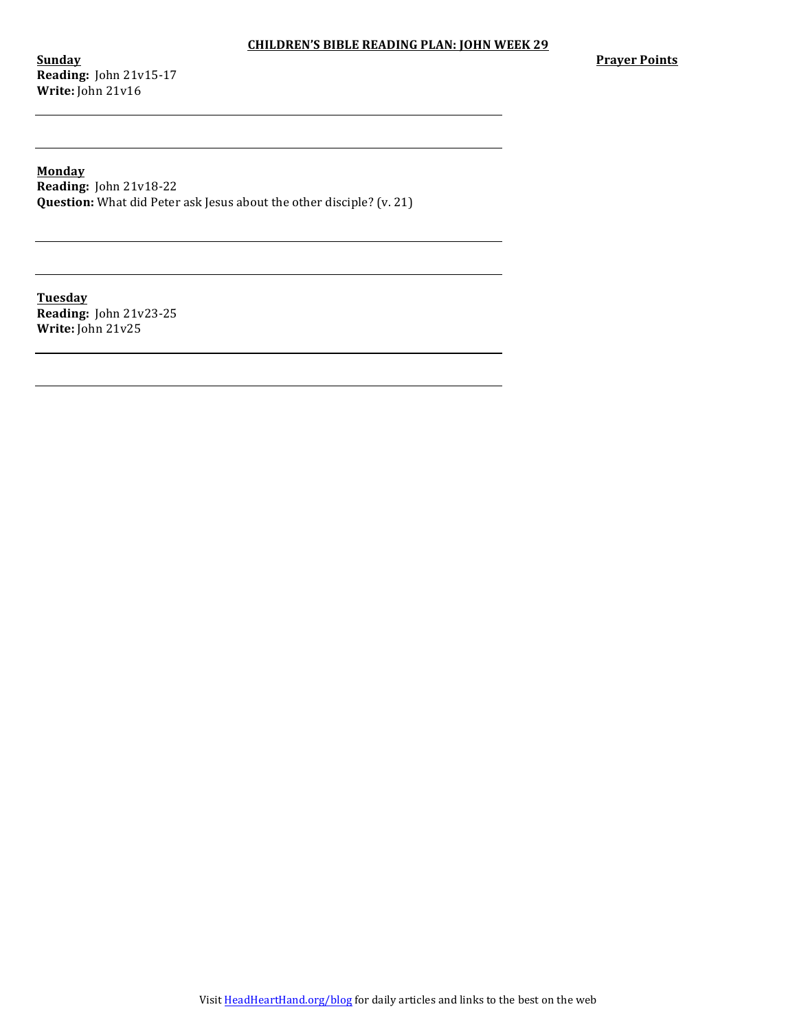**CHILDREN'S BIBLE READING PLAN: JOHN WEEK 29**

**Sunday**
**Reading:** John 21v15-17
**Write:** John 21v16

**Monday**
**Reading:** John 21v18-22
**Question:** What did Peter ask Jesus about the other disciple? (v. 21)

**Tuesday**
**Reading:** John 21v23-25
**Write:** John 21v25

**Prayer Points**

Visit HeadHeartHand.org/blog for daily articles and links to the best on the web